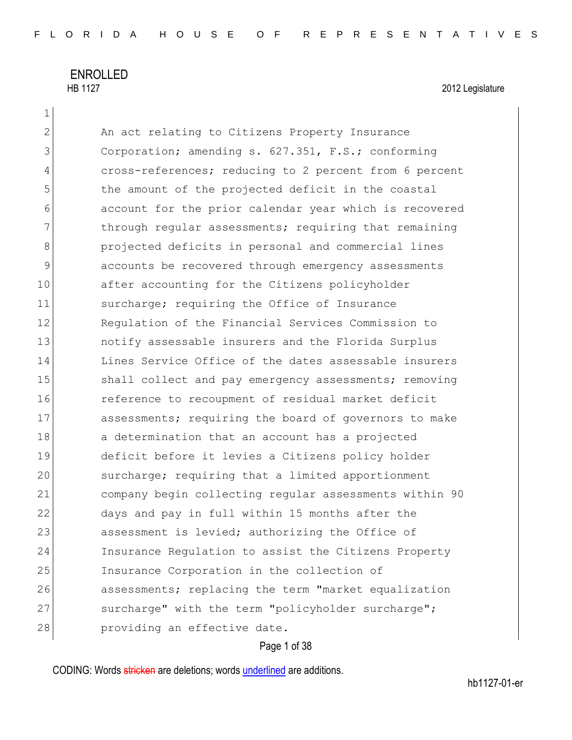ENROLLED

HB 1127 2012 Legislature

An act relating to Citizens Property Insurance Corporation; amending s. 627.351, F.S.; conforming cross-references; reducing to 2 percent from 6 percent the amount of the projected deficit in the coastal account for the prior calendar year which is recovered through regular assessments; requiring that remaining projected deficits in personal and commercial lines accounts be recovered through emergency assessments after accounting for the Citizens policyholder surcharge; requiring the Office of Insurance Regulation of the Financial Services Commission to notify assessable insurers and the Florida Surplus Lines Service Office of the dates assessable insurers shall collect and pay emergency assessments; removing reference to recoupment of residual market deficit assessments; requiring the board of governors to make a determination that an account has a projected deficit before it levies a Citizens policy holder surcharge; requiring that a limited apportionment company begin collecting regular assessments within 90 days and pay in full within 15 months after the assessment is levied; authorizing the Office of Insurance Regulation to assist the Citizens Property Insurance Corporation in the collection of assessments; replacing the term "market equalization surcharge" with the term "policyholder surcharge"; providing an effective date.

CODING: Words stricken are deletions; words underlined are additions.

hb1127-01-er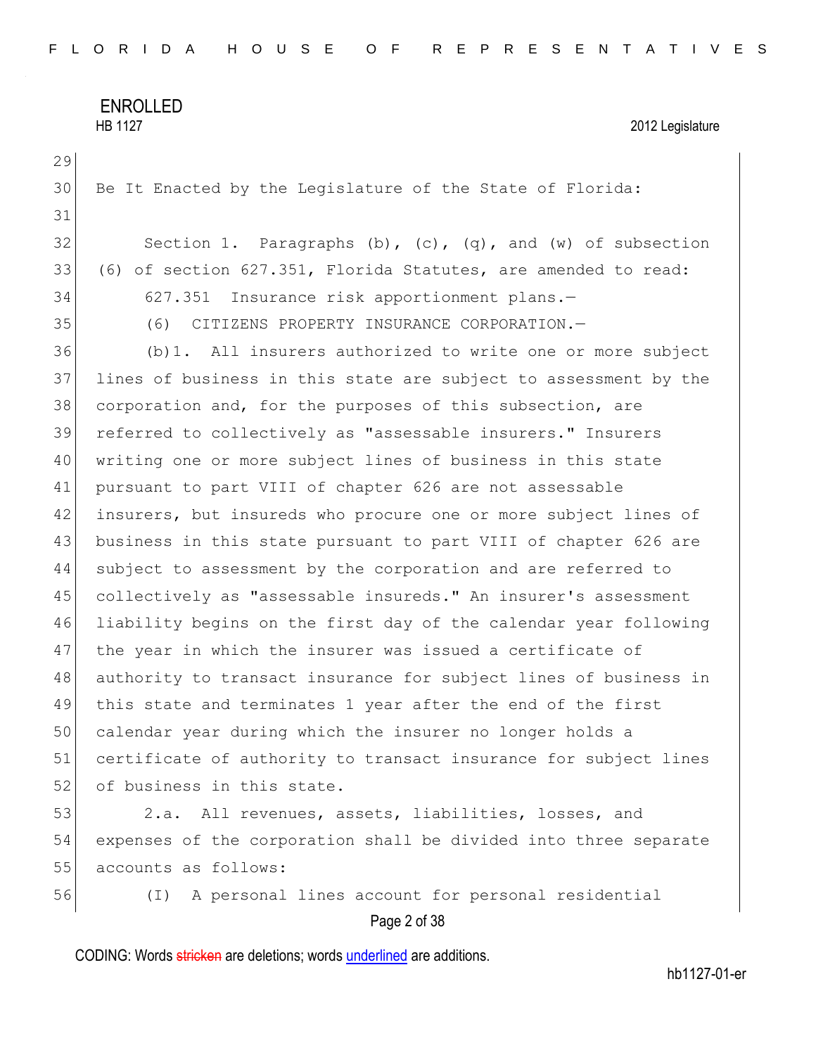Be It Enacted by the Legislature of the State of Florida:

Section 1. Paragraphs (b), (c), (q), and (w) of subsection (6) of section 627.351, Florida Statutes, are amended to read:

627.351 Insurance risk apportionment plans.—

(6) CITIZENS PROPERTY INSURANCE CORPORATION.—

(b)1. All insurers authorized to write one or more subject lines of business in this state are subject to assessment by the corporation and, for the purposes of this subsection, are referred to collectively as "assessable insurers." Insurers writing one or more subject lines of business in this state pursuant to part VIII of chapter 626 are not assessable insurers, but insureds who procure one or more subject lines of business in this state pursuant to part VIII of chapter 626 are subject to assessment by the corporation and are referred to collectively as "assessable insureds." An insurer's assessment liability begins on the first day of the calendar year following the year in which the insurer was issued a certificate of authority to transact insurance for subject lines of business in this state and terminates 1 year after the end of the first calendar year during which the insurer no longer holds a certificate of authority to transact insurance for subject lines of business in this state.

2.a. All revenues, assets, liabilities, losses, and expenses of the corporation shall be divided into three separate accounts as follows:

(I) A personal lines account for personal residential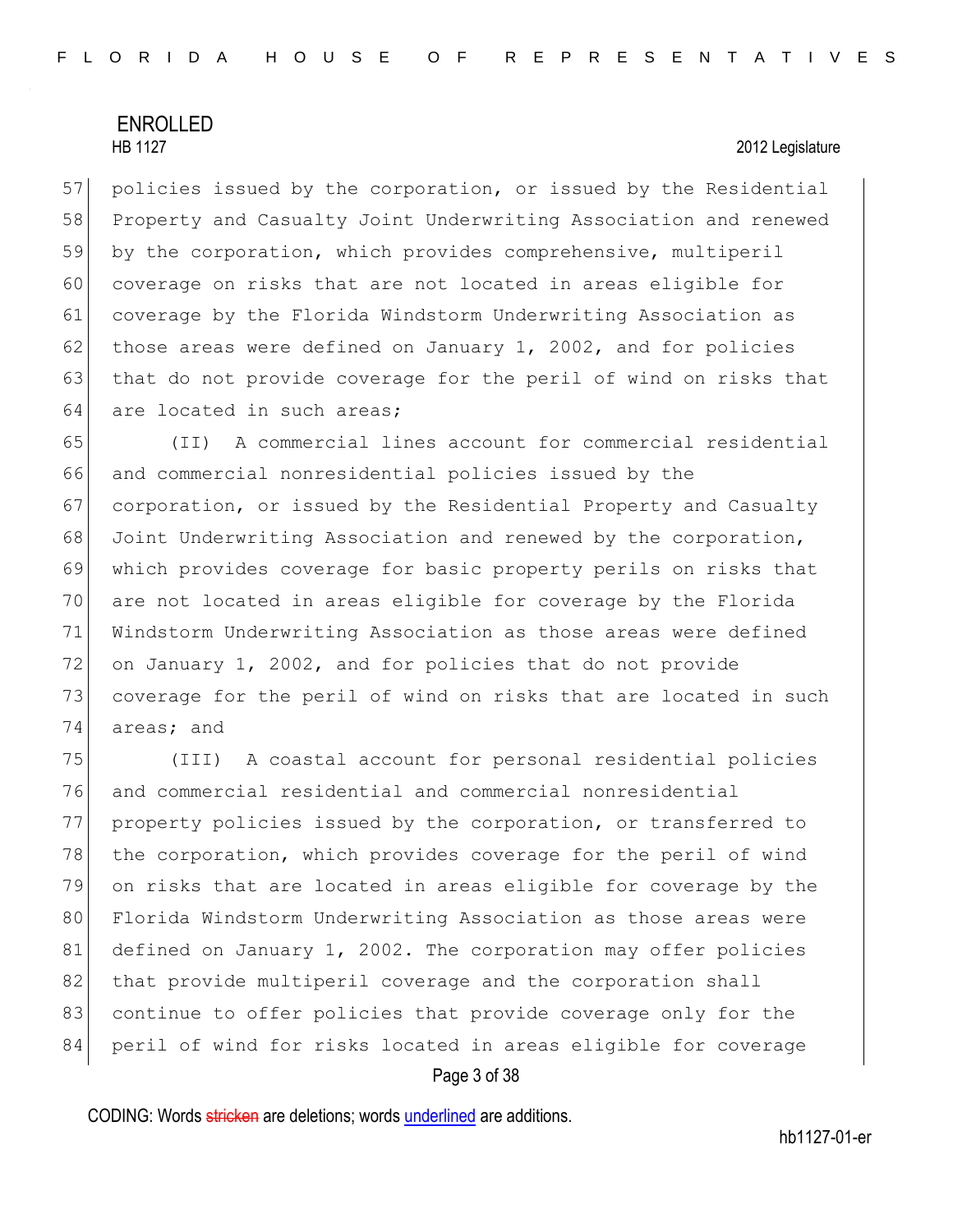policies issued by the corporation, or issued by the Residential Property and Casualty Joint Underwriting Association and renewed by the corporation, which provides comprehensive, multiperil coverage on risks that are not located in areas eligible for coverage by the Florida Windstorm Underwriting Association as those areas were defined on January 1, 2002, and for policies that do not provide coverage for the peril of wind on risks that are located in such areas;

(II) A commercial lines account for commercial residential and commercial nonresidential policies issued by the corporation, or issued by the Residential Property and Casualty Joint Underwriting Association and renewed by the corporation, which provides coverage for basic property perils on risks that are not located in areas eligible for coverage by the Florida Windstorm Underwriting Association as those areas were defined on January 1, 2002, and for policies that do not provide coverage for the peril of wind on risks that are located in such areas; and

(III) A coastal account for personal residential policies and commercial residential and commercial nonresidential property policies issued by the corporation, or transferred to the corporation, which provides coverage for the peril of wind on risks that are located in areas eligible for coverage by the Florida Windstorm Underwriting Association as those areas were defined on January 1, 2002. The corporation may offer policies that provide multiperil coverage and the corporation shall continue to offer policies that provide coverage only for the peril of wind for risks located in areas eligible for coverage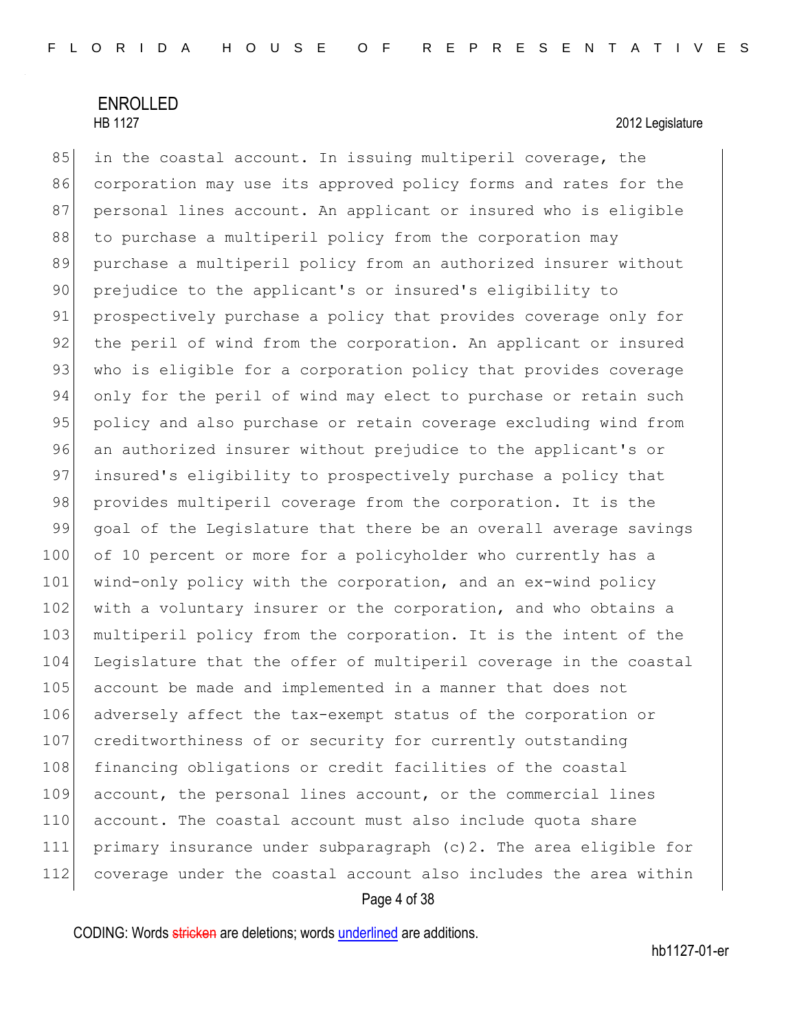in the coastal account. In issuing multiperil coverage, the corporation may use its approved policy forms and rates for the personal lines account. An applicant or insured who is eligible to purchase a multiperil policy from the corporation may purchase a multiperil policy from an authorized insurer without prejudice to the applicant's or insured's eligibility to prospectively purchase a policy that provides coverage only for the peril of wind from the corporation. An applicant or insured who is eligible for a corporation policy that provides coverage only for the peril of wind may elect to purchase or retain such policy and also purchase or retain coverage excluding wind from an authorized insurer without prejudice to the applicant's or insured's eligibility to prospectively purchase a policy that provides multiperil coverage from the corporation. It is the goal of the Legislature that there be an overall average savings of 10 percent or more for a policyholder who currently has a wind-only policy with the corporation, and an ex-wind policy with a voluntary insurer or the corporation, and who obtains a multiperil policy from the corporation. It is the intent of the Legislature that the offer of multiperil coverage in the coastal account be made and implemented in a manner that does not adversely affect the tax-exempt status of the corporation or creditworthiness of or security for currently outstanding financing obligations or credit facilities of the coastal account, the personal lines account, or the commercial lines account. The coastal account must also include quota share primary insurance under subparagraph (c)2. The area eligible for coverage under the coastal account also includes the area within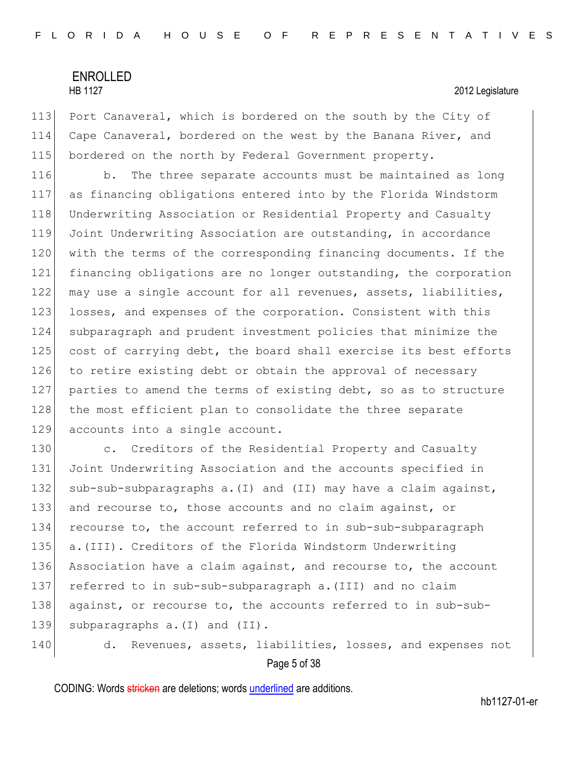Port Canaveral, which is bordered on the south by the City of Cape Canaveral, bordered on the west by the Banana River, and bordered on the north by Federal Government property.

b. The three separate accounts must be maintained as long as financing obligations entered into by the Florida Windstorm Underwriting Association or Residential Property and Casualty Joint Underwriting Association are outstanding, in accordance with the terms of the corresponding financing documents. If the financing obligations are no longer outstanding, the corporation may use a single account for all revenues, assets, liabilities, losses, and expenses of the corporation. Consistent with this subparagraph and prudent investment policies that minimize the cost of carrying debt, the board shall exercise its best efforts to retire existing debt or obtain the approval of necessary parties to amend the terms of existing debt, so as to structure the most efficient plan to consolidate the three separate accounts into a single account.

c. Creditors of the Residential Property and Casualty Joint Underwriting Association and the accounts specified in sub-sub-subparagraphs a.(I) and (II) may have a claim against, and recourse to, those accounts and no claim against, or recourse to, the account referred to in sub-sub-subparagraph a.(III). Creditors of the Florida Windstorm Underwriting Association have a claim against, and recourse to, the account referred to in sub-sub-subparagraph a.(III) and no claim against, or recourse to, the accounts referred to in sub-sub-subparagraphs a.(I) and (II).

d. Revenues, assets, liabilities, losses, and expenses not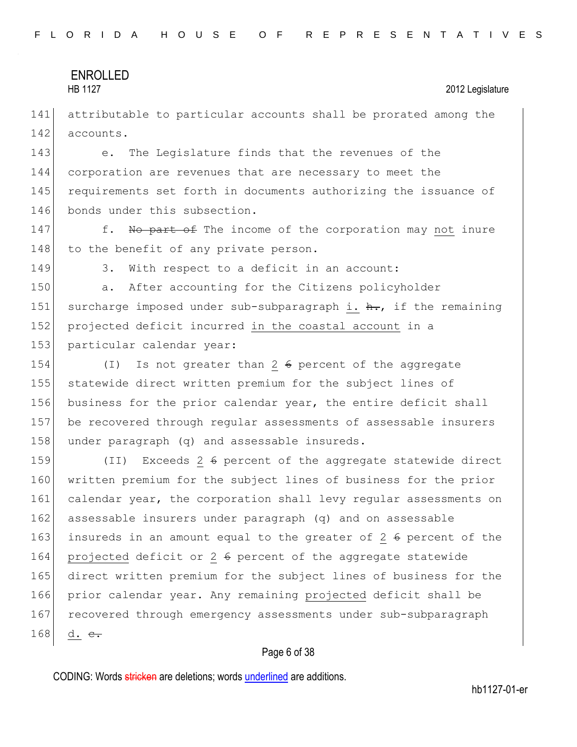attributable to particular accounts shall be prorated among the accounts.

e. The Legislature finds that the revenues of the corporation are revenues that are necessary to meet the requirements set forth in documents authorizing the issuance of bonds under this subsection.

f. ~~No part of~~ The income of the corporation may <u>not</u> inure to the benefit of any private person.

3. With respect to a deficit in an account:

a. After accounting for the Citizens policyholder surcharge imposed under sub-subparagraph <u>i.</u> ~~h.~~, if the remaining projected deficit incurred <u>in the coastal account</u> in a particular calendar year:

(I) Is not greater than <u>2</u> ~~6~~ percent of the aggregate statewide direct written premium for the subject lines of business for the prior calendar year, the entire deficit shall be recovered through regular assessments of assessable insurers under paragraph (q) and assessable insureds.

(II) Exceeds <u>2</u> ~~6~~ percent of the aggregate statewide direct written premium for the subject lines of business for the prior calendar year, the corporation shall levy regular assessments on assessable insurers under paragraph (q) and on assessable insureds in an amount equal to the greater of <u>2</u> ~~6~~ percent of the <u>projected</u> deficit or <u>2</u> ~~6~~ percent of the aggregate statewide direct written premium for the subject lines of business for the prior calendar year. Any remaining <u>projected</u> deficit shall be recovered through emergency assessments under sub-subparagraph <u>d.</u> ~~c.~~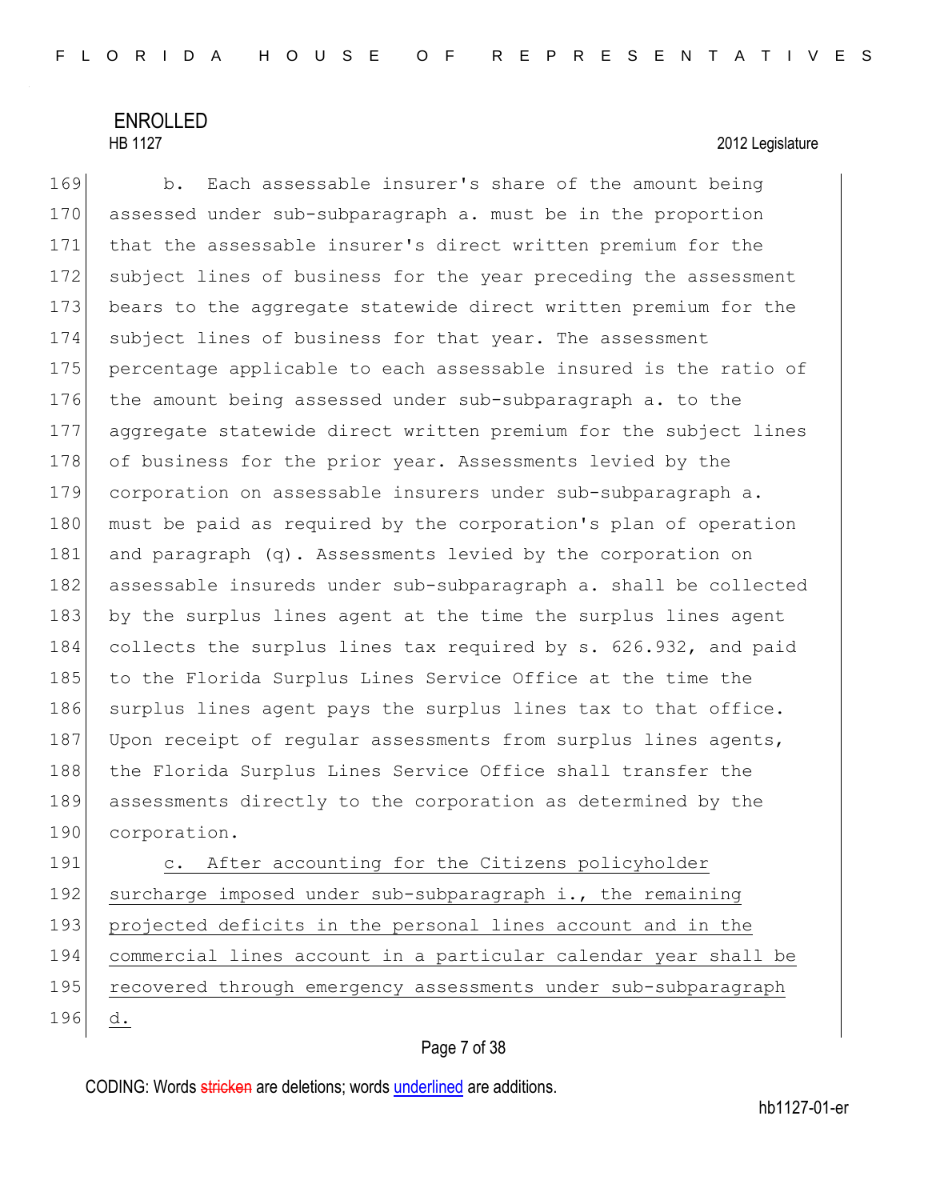b. Each assessable insurer's share of the amount being assessed under sub-subparagraph a. must be in the proportion that the assessable insurer's direct written premium for the subject lines of business for the year preceding the assessment bears to the aggregate statewide direct written premium for the subject lines of business for that year. The assessment percentage applicable to each assessable insured is the ratio of the amount being assessed under sub-subparagraph a. to the aggregate statewide direct written premium for the subject lines of business for the prior year. Assessments levied by the corporation on assessable insurers under sub-subparagraph a. must be paid as required by the corporation's plan of operation and paragraph (q). Assessments levied by the corporation on assessable insureds under sub-subparagraph a. shall be collected by the surplus lines agent at the time the surplus lines agent collects the surplus lines tax required by s. 626.932, and paid to the Florida Surplus Lines Service Office at the time the surplus lines agent pays the surplus lines tax to that office. Upon receipt of regular assessments from surplus lines agents, the Florida Surplus Lines Service Office shall transfer the assessments directly to the corporation as determined by the corporation.

c. After accounting for the Citizens policyholder surcharge imposed under sub-subparagraph i., the remaining projected deficits in the personal lines account and in the commercial lines account in a particular calendar year shall be recovered through emergency assessments under sub-subparagraph d.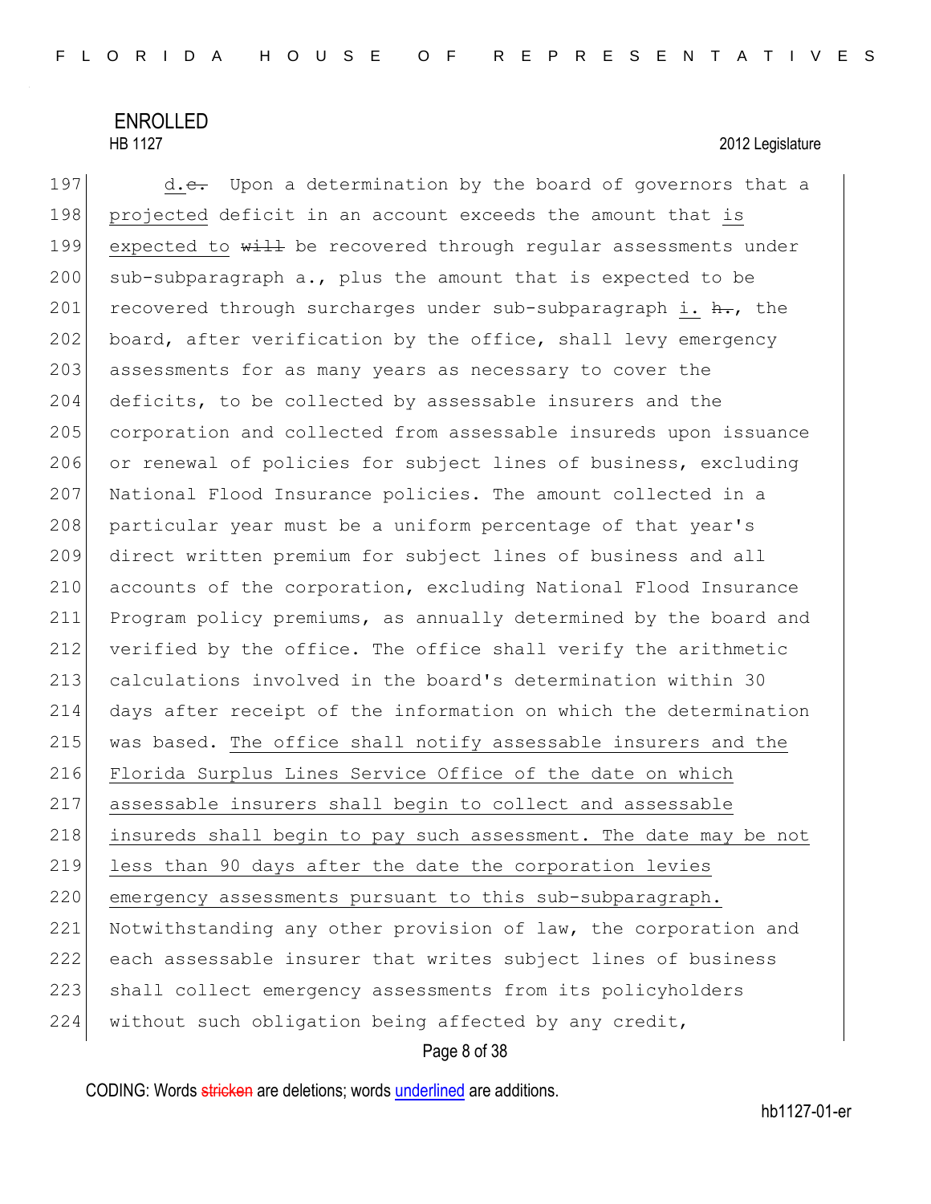d.e. Upon a determination by the board of governors that a projected deficit in an account exceeds the amount that is expected to will be recovered through regular assessments under sub-subparagraph a., plus the amount that is expected to be recovered through surcharges under sub-subparagraph i. h., the board, after verification by the office, shall levy emergency assessments for as many years as necessary to cover the deficits, to be collected by assessable insurers and the corporation and collected from assessable insureds upon issuance or renewal of policies for subject lines of business, excluding National Flood Insurance policies. The amount collected in a particular year must be a uniform percentage of that year's direct written premium for subject lines of business and all accounts of the corporation, excluding National Flood Insurance Program policy premiums, as annually determined by the board and verified by the office. The office shall verify the arithmetic calculations involved in the board's determination within 30 days after receipt of the information on which the determination was based. The office shall notify assessable insurers and the Florida Surplus Lines Service Office of the date on which assessable insurers shall begin to collect and assessable insureds shall begin to pay such assessment. The date may be not less than 90 days after the date the corporation levies emergency assessments pursuant to this sub-subparagraph. Notwithstanding any other provision of law, the corporation and each assessable insurer that writes subject lines of business shall collect emergency assessments from its policyholders without such obligation being affected by any credit,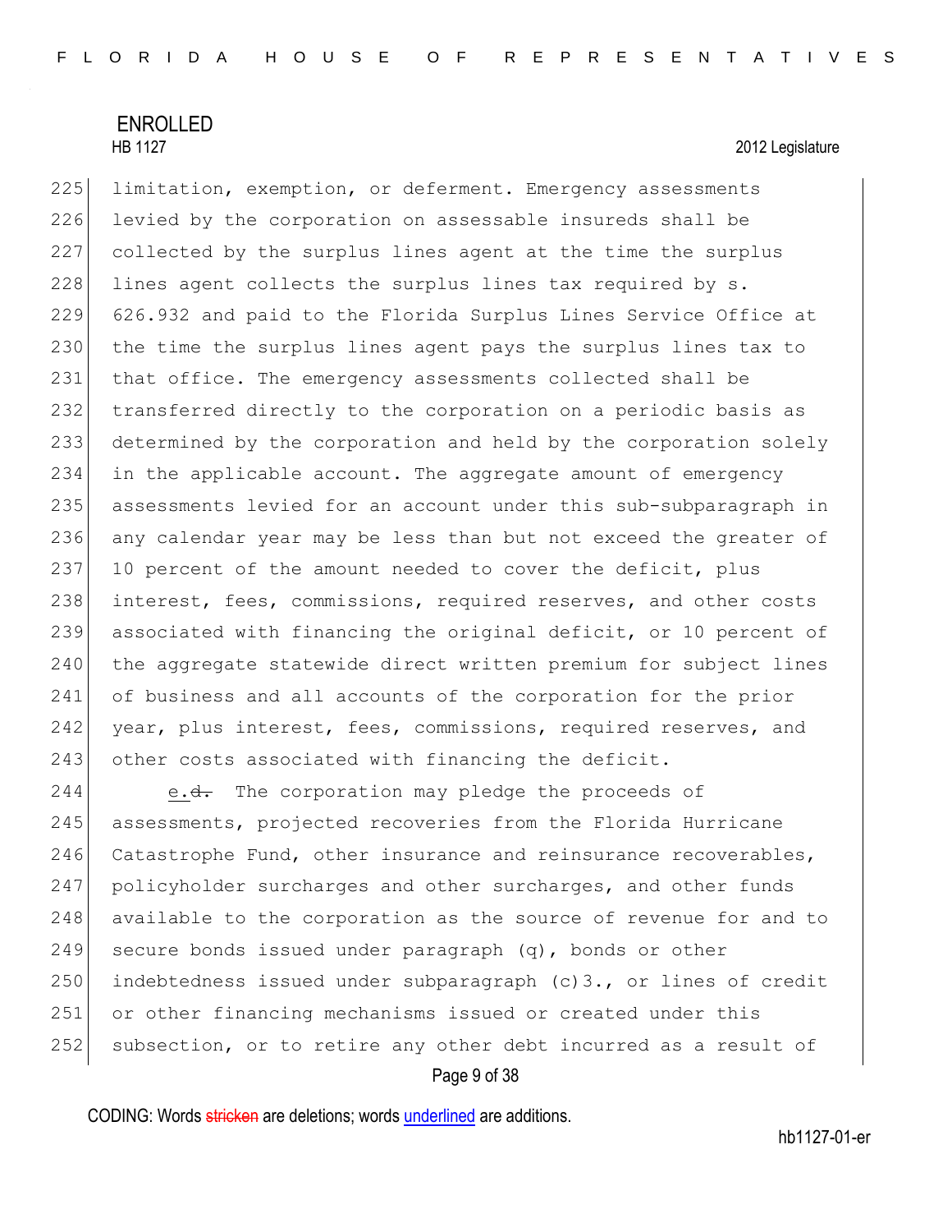limitation, exemption, or deferment. Emergency assessments levied by the corporation on assessable insureds shall be collected by the surplus lines agent at the time the surplus lines agent collects the surplus lines tax required by s. 626.932 and paid to the Florida Surplus Lines Service Office at the time the surplus lines agent pays the surplus lines tax to that office. The emergency assessments collected shall be transferred directly to the corporation on a periodic basis as determined by the corporation and held by the corporation solely in the applicable account. The aggregate amount of emergency assessments levied for an account under this sub-subparagraph in any calendar year may be less than but not exceed the greater of 10 percent of the amount needed to cover the deficit, plus interest, fees, commissions, required reserves, and other costs associated with financing the original deficit, or 10 percent of the aggregate statewide direct written premium for subject lines of business and all accounts of the corporation for the prior year, plus interest, fees, commissions, required reserves, and other costs associated with financing the deficit.

e.~~d.~~ The corporation may pledge the proceeds of assessments, projected recoveries from the Florida Hurricane Catastrophe Fund, other insurance and reinsurance recoverables, policyholder surcharges and other surcharges, and other funds available to the corporation as the source of revenue for and to secure bonds issued under paragraph (q), bonds or other indebtedness issued under subparagraph (c)3., or lines of credit or other financing mechanisms issued or created under this subsection, or to retire any other debt incurred as a result of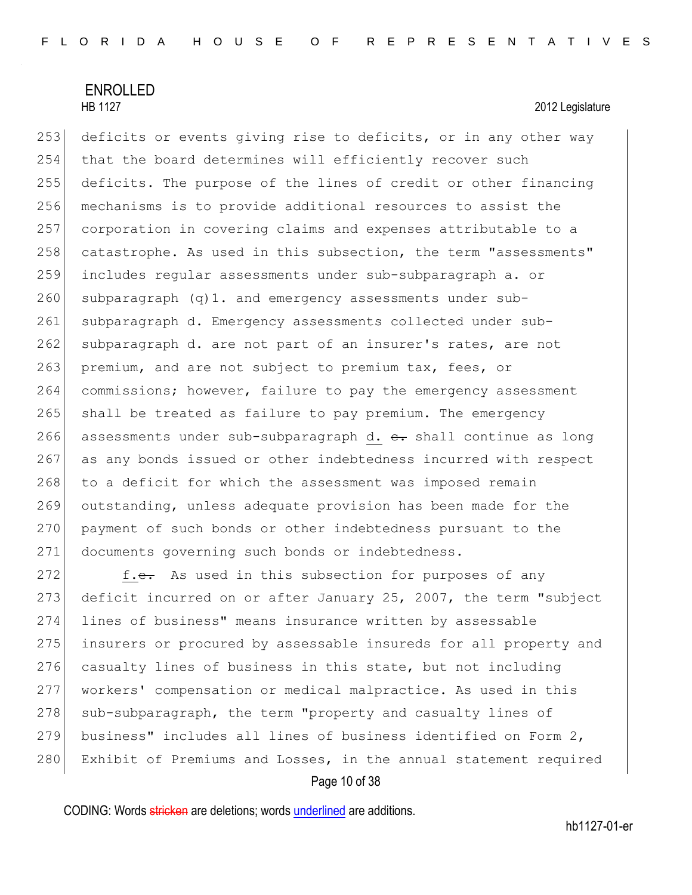deficits or events giving rise to deficits, or in any other way that the board determines will efficiently recover such deficits. The purpose of the lines of credit or other financing mechanisms is to provide additional resources to assist the corporation in covering claims and expenses attributable to a catastrophe. As used in this subsection, the term "assessments" includes regular assessments under sub-subparagraph a. or subparagraph (q)1. and emergency assessments under sub-subparagraph d. Emergency assessments collected under sub-subparagraph d. are not part of an insurer's rates, are not premium, and are not subject to premium tax, fees, or commissions; however, failure to pay the emergency assessment shall be treated as failure to pay premium. The emergency assessments under sub-subparagraph d. ~~e.~~ shall continue as long as any bonds issued or other indebtedness incurred with respect to a deficit for which the assessment was imposed remain outstanding, unless adequate provision has been made for the payment of such bonds or other indebtedness pursuant to the documents governing such bonds or indebtedness.

f.~~e.~~ As used in this subsection for purposes of any deficit incurred on or after January 25, 2007, the term "subject lines of business" means insurance written by assessable insurers or procured by assessable insureds for all property and casualty lines of business in this state, but not including workers' compensation or medical malpractice. As used in this sub-subparagraph, the term "property and casualty lines of business" includes all lines of business identified on Form 2, Exhibit of Premiums and Losses, in the annual statement required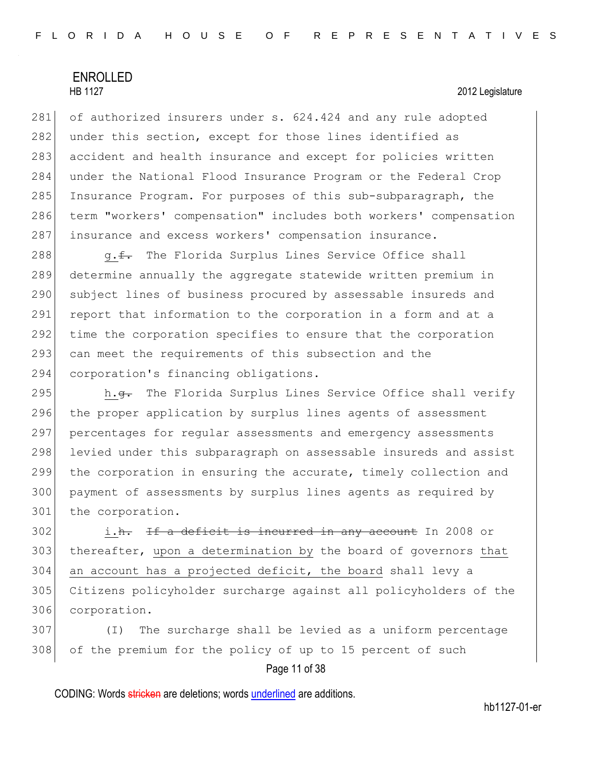of authorized insurers under s. 624.424 and any rule adopted under this section, except for those lines identified as accident and health insurance and except for policies written under the National Flood Insurance Program or the Federal Crop Insurance Program. For purposes of this sub-subparagraph, the term "workers' compensation" includes both workers' compensation insurance and excess workers' compensation insurance.

g.~~f.~~ The Florida Surplus Lines Service Office shall determine annually the aggregate statewide written premium in subject lines of business procured by assessable insureds and report that information to the corporation in a form and at a time the corporation specifies to ensure that the corporation can meet the requirements of this subsection and the corporation's financing obligations.

h.~~g.~~ The Florida Surplus Lines Service Office shall verify the proper application by surplus lines agents of assessment percentages for regular assessments and emergency assessments levied under this subparagraph on assessable insureds and assist the corporation in ensuring the accurate, timely collection and payment of assessments by surplus lines agents as required by the corporation.

i.~~h.~~ ~~If a deficit is incurred in any account~~ In 2008 or thereafter, upon a determination by the board of governors that an account has a projected deficit, the board shall levy a Citizens policyholder surcharge against all policyholders of the corporation.

(I) The surcharge shall be levied as a uniform percentage of the premium for the policy of up to 15 percent of such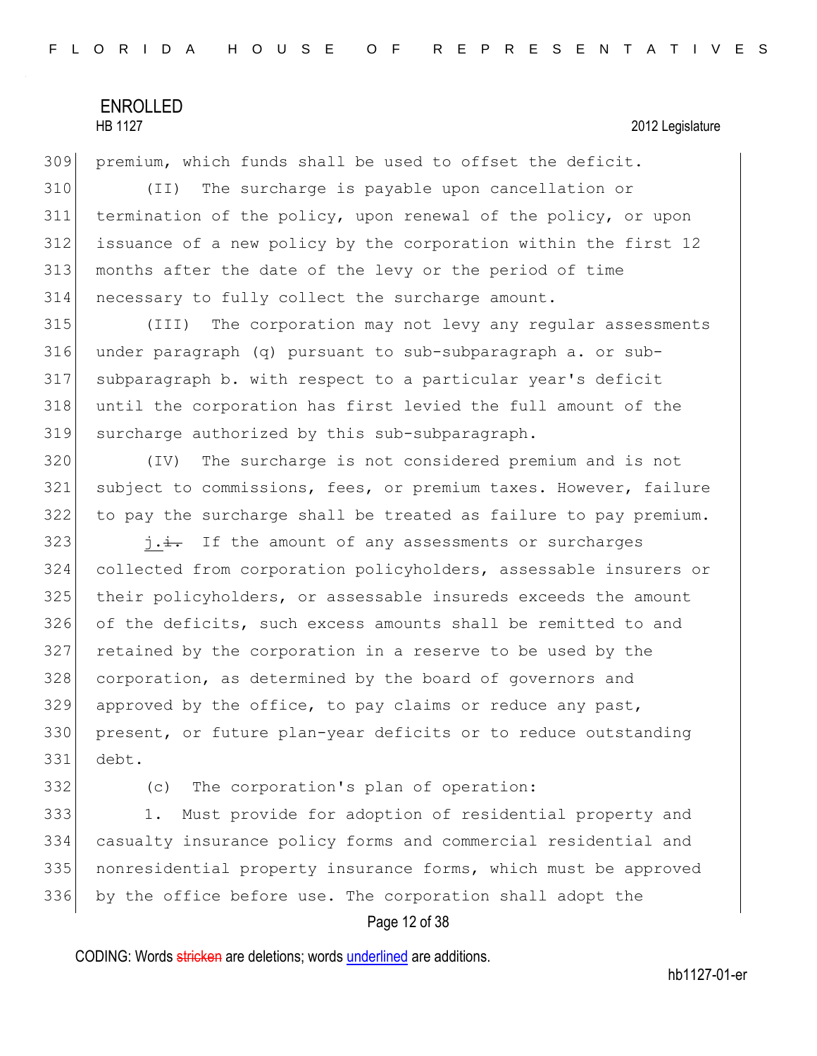premium, which funds shall be used to offset the deficit.

(II) The surcharge is payable upon cancellation or termination of the policy, upon renewal of the policy, or upon issuance of a new policy by the corporation within the first 12 months after the date of the levy or the period of time necessary to fully collect the surcharge amount.

(III) The corporation may not levy any regular assessments under paragraph (q) pursuant to sub-subparagraph a. or sub-subparagraph b. with respect to a particular year's deficit until the corporation has first levied the full amount of the surcharge authorized by this sub-subparagraph.

(IV) The surcharge is not considered premium and is not subject to commissions, fees, or premium taxes. However, failure to pay the surcharge shall be treated as failure to pay premium.

j.~~i.~~ If the amount of any assessments or surcharges collected from corporation policyholders, assessable insurers or their policyholders, or assessable insureds exceeds the amount of the deficits, such excess amounts shall be remitted to and retained by the corporation in a reserve to be used by the corporation, as determined by the board of governors and approved by the office, to pay claims or reduce any past, present, or future plan-year deficits or to reduce outstanding debt.

(c) The corporation's plan of operation:

1. Must provide for adoption of residential property and casualty insurance policy forms and commercial residential and nonresidential property insurance forms, which must be approved by the office before use. The corporation shall adopt the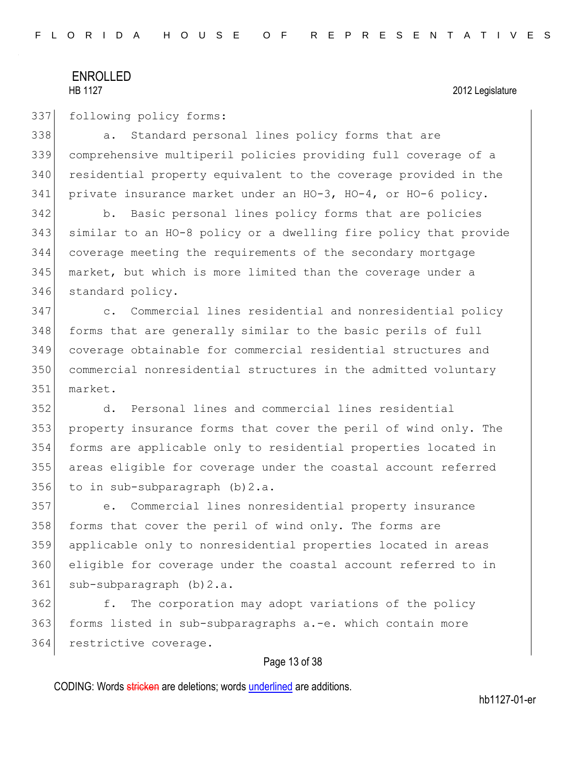following policy forms:

a. Standard personal lines policy forms that are comprehensive multiperil policies providing full coverage of a residential property equivalent to the coverage provided in the private insurance market under an HO-3, HO-4, or HO-6 policy.

b. Basic personal lines policy forms that are policies similar to an HO-8 policy or a dwelling fire policy that provide coverage meeting the requirements of the secondary mortgage market, but which is more limited than the coverage under a standard policy.

c. Commercial lines residential and nonresidential policy forms that are generally similar to the basic perils of full coverage obtainable for commercial residential structures and commercial nonresidential structures in the admitted voluntary market.

d. Personal lines and commercial lines residential property insurance forms that cover the peril of wind only. The forms are applicable only to residential properties located in areas eligible for coverage under the coastal account referred to in sub-subparagraph (b)2.a.

e. Commercial lines nonresidential property insurance forms that cover the peril of wind only. The forms are applicable only to nonresidential properties located in areas eligible for coverage under the coastal account referred to in sub-subparagraph (b)2.a.

f. The corporation may adopt variations of the policy forms listed in sub-subparagraphs a.-e. which contain more restrictive coverage.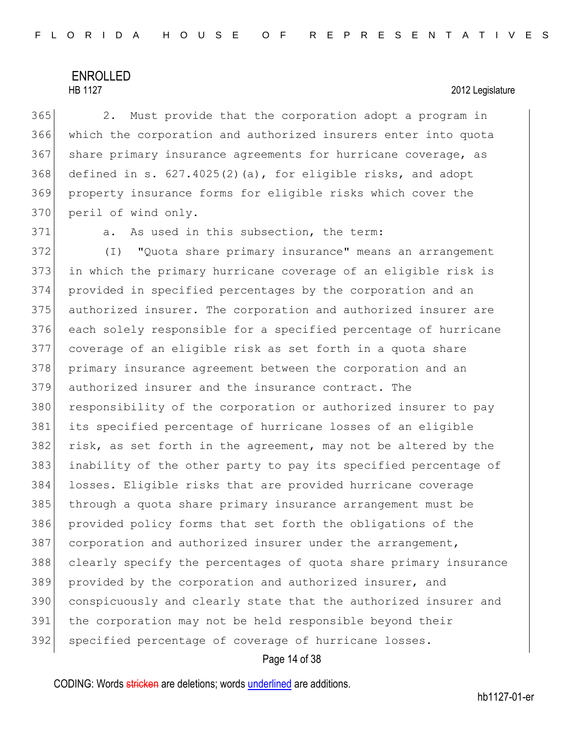2. Must provide that the corporation adopt a program in which the corporation and authorized insurers enter into quota share primary insurance agreements for hurricane coverage, as defined in s. 627.4025(2)(a), for eligible risks, and adopt property insurance forms for eligible risks which cover the peril of wind only.

a. As used in this subsection, the term:

(I) "Quota share primary insurance" means an arrangement in which the primary hurricane coverage of an eligible risk is provided in specified percentages by the corporation and an authorized insurer. The corporation and authorized insurer are each solely responsible for a specified percentage of hurricane coverage of an eligible risk as set forth in a quota share primary insurance agreement between the corporation and an authorized insurer and the insurance contract. The responsibility of the corporation or authorized insurer to pay its specified percentage of hurricane losses of an eligible risk, as set forth in the agreement, may not be altered by the inability of the other party to pay its specified percentage of losses. Eligible risks that are provided hurricane coverage through a quota share primary insurance arrangement must be provided policy forms that set forth the obligations of the corporation and authorized insurer under the arrangement, clearly specify the percentages of quota share primary insurance provided by the corporation and authorized insurer, and conspicuously and clearly state that the authorized insurer and the corporation may not be held responsible beyond their specified percentage of coverage of hurricane losses.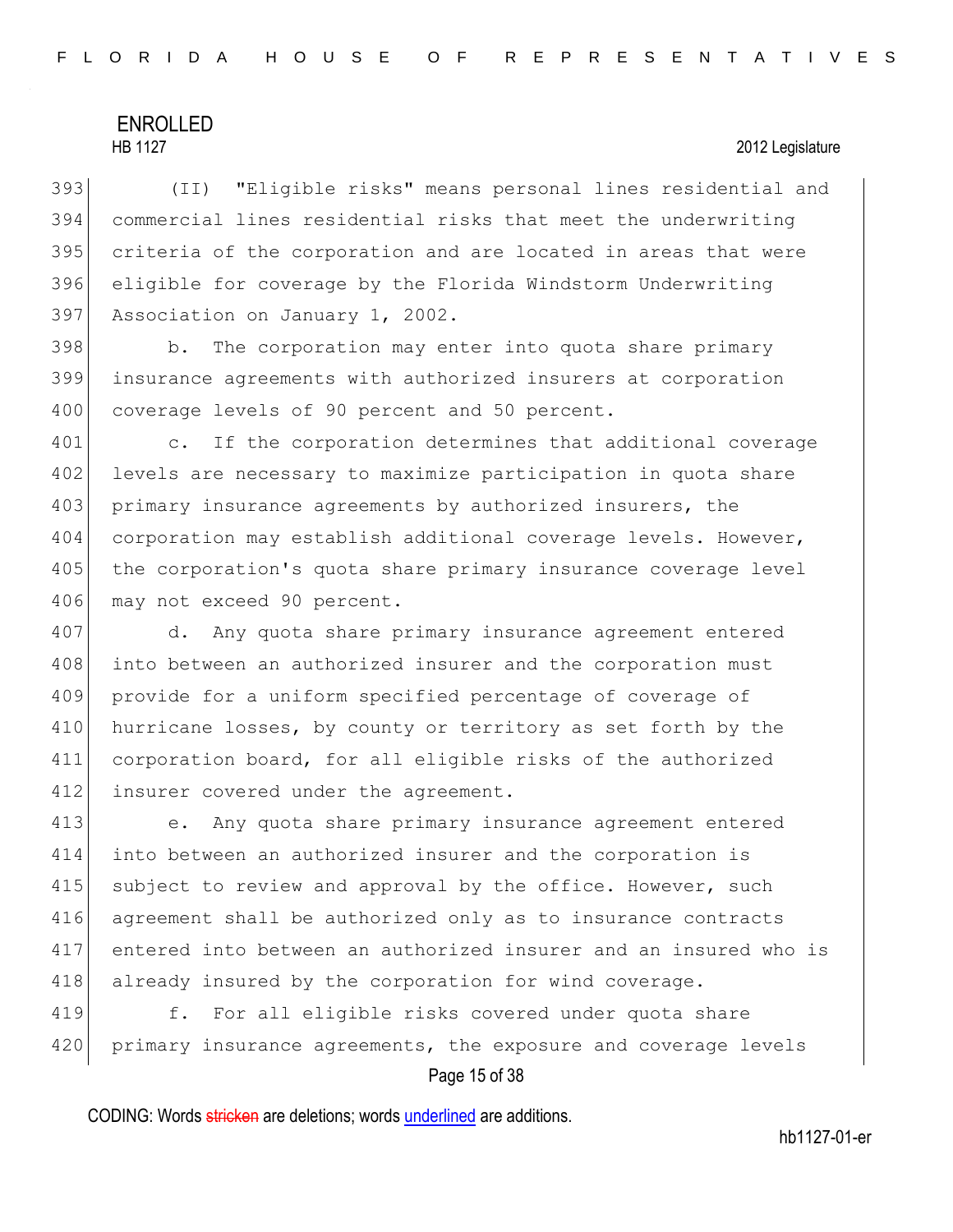(II) "Eligible risks" means personal lines residential and commercial lines residential risks that meet the underwriting criteria of the corporation and are located in areas that were eligible for coverage by the Florida Windstorm Underwriting Association on January 1, 2002.

b. The corporation may enter into quota share primary insurance agreements with authorized insurers at corporation coverage levels of 90 percent and 50 percent.

c. If the corporation determines that additional coverage levels are necessary to maximize participation in quota share primary insurance agreements by authorized insurers, the corporation may establish additional coverage levels. However, the corporation's quota share primary insurance coverage level may not exceed 90 percent.

d. Any quota share primary insurance agreement entered into between an authorized insurer and the corporation must provide for a uniform specified percentage of coverage of hurricane losses, by county or territory as set forth by the corporation board, for all eligible risks of the authorized insurer covered under the agreement.

e. Any quota share primary insurance agreement entered into between an authorized insurer and the corporation is subject to review and approval by the office. However, such agreement shall be authorized only as to insurance contracts entered into between an authorized insurer and an insured who is already insured by the corporation for wind coverage.

f. For all eligible risks covered under quota share primary insurance agreements, the exposure and coverage levels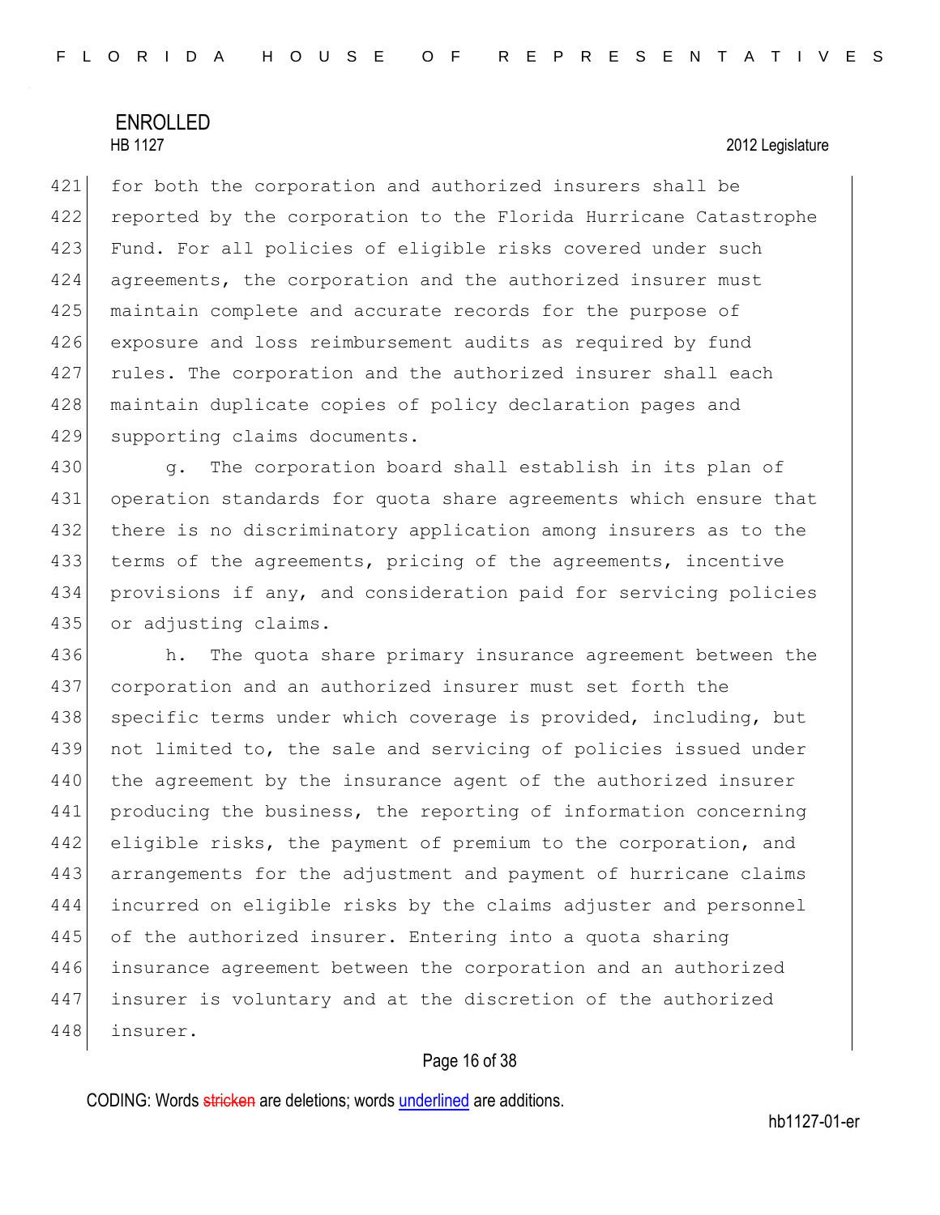for both the corporation and authorized insurers shall be reported by the corporation to the Florida Hurricane Catastrophe Fund. For all policies of eligible risks covered under such agreements, the corporation and the authorized insurer must maintain complete and accurate records for the purpose of exposure and loss reimbursement audits as required by fund rules. The corporation and the authorized insurer shall each maintain duplicate copies of policy declaration pages and supporting claims documents.

g. The corporation board shall establish in its plan of operation standards for quota share agreements which ensure that there is no discriminatory application among insurers as to the terms of the agreements, pricing of the agreements, incentive provisions if any, and consideration paid for servicing policies or adjusting claims.

h. The quota share primary insurance agreement between the corporation and an authorized insurer must set forth the specific terms under which coverage is provided, including, but not limited to, the sale and servicing of policies issued under the agreement by the insurance agent of the authorized insurer producing the business, the reporting of information concerning eligible risks, the payment of premium to the corporation, and arrangements for the adjustment and payment of hurricane claims incurred on eligible risks by the claims adjuster and personnel of the authorized insurer. Entering into a quota sharing insurance agreement between the corporation and an authorized insurer is voluntary and at the discretion of the authorized insurer.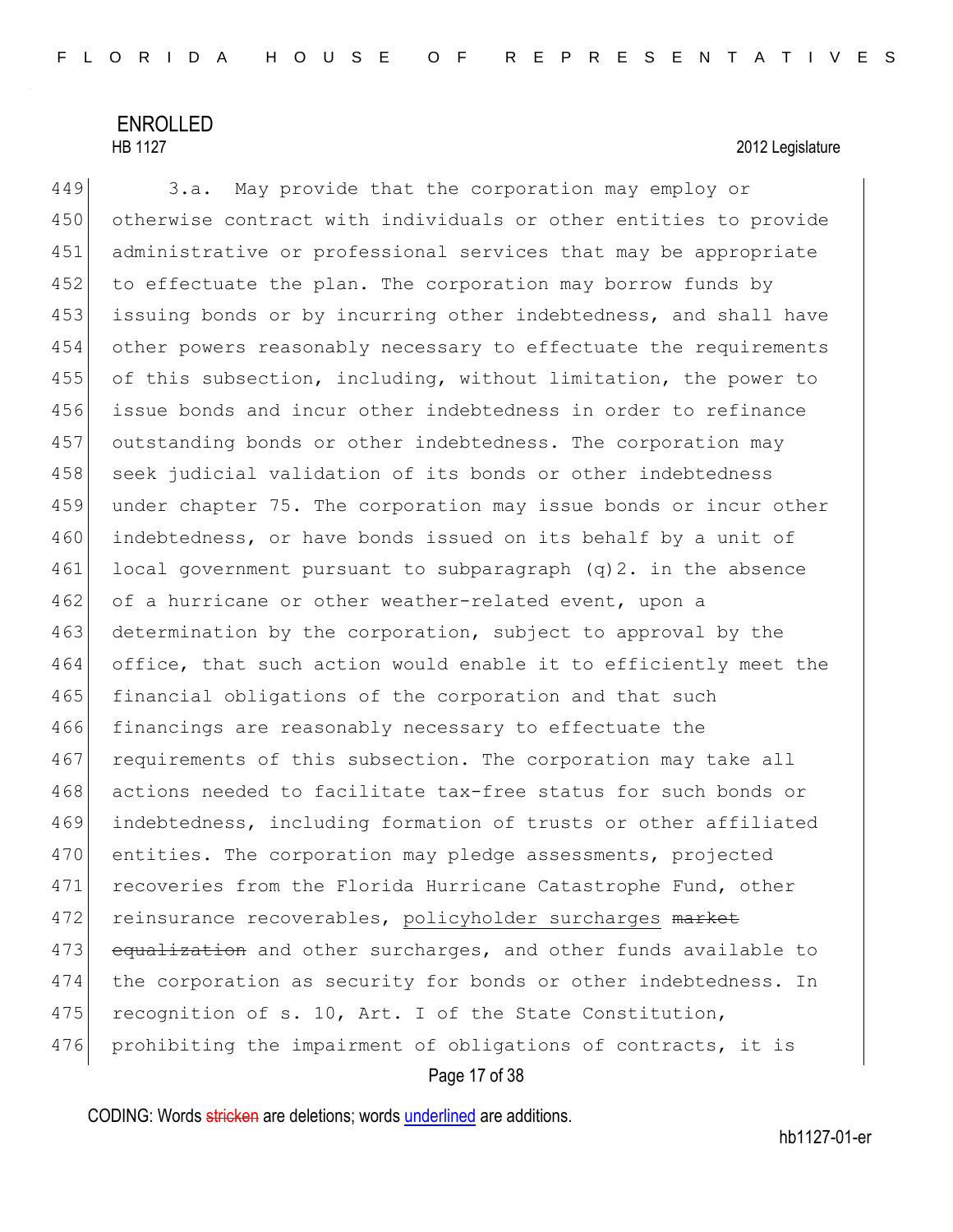3.a. May provide that the corporation may employ or otherwise contract with individuals or other entities to provide administrative or professional services that may be appropriate to effectuate the plan. The corporation may borrow funds by issuing bonds or by incurring other indebtedness, and shall have other powers reasonably necessary to effectuate the requirements of this subsection, including, without limitation, the power to issue bonds and incur other indebtedness in order to refinance outstanding bonds or other indebtedness. The corporation may seek judicial validation of its bonds or other indebtedness under chapter 75. The corporation may issue bonds or incur other indebtedness, or have bonds issued on its behalf by a unit of local government pursuant to subparagraph (q)2. in the absence of a hurricane or other weather-related event, upon a determination by the corporation, subject to approval by the office, that such action would enable it to efficiently meet the financial obligations of the corporation and that such financings are reasonably necessary to effectuate the requirements of this subsection. The corporation may take all actions needed to facilitate tax-free status for such bonds or indebtedness, including formation of trusts or other affiliated entities. The corporation may pledge assessments, projected recoveries from the Florida Hurricane Catastrophe Fund, other reinsurance recoverables, <u>policyholder surcharges</u> ~~market equalization~~ and other surcharges, and other funds available to the corporation as security for bonds or other indebtedness. In recognition of s. 10, Art. I of the State Constitution, prohibiting the impairment of obligations of contracts, it is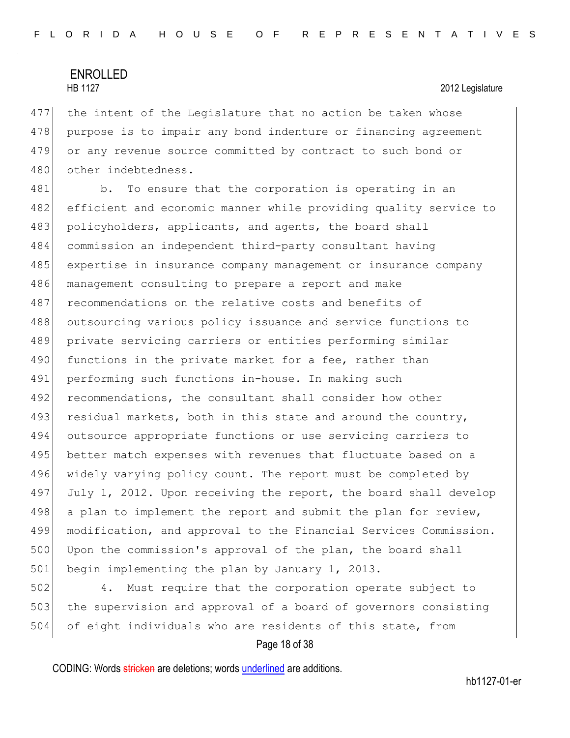the intent of the Legislature that no action be taken whose purpose is to impair any bond indenture or financing agreement or any revenue source committed by contract to such bond or other indebtedness.

b. To ensure that the corporation is operating in an efficient and economic manner while providing quality service to policyholders, applicants, and agents, the board shall commission an independent third-party consultant having expertise in insurance company management or insurance company management consulting to prepare a report and make recommendations on the relative costs and benefits of outsourcing various policy issuance and service functions to private servicing carriers or entities performing similar functions in the private market for a fee, rather than performing such functions in-house. In making such recommendations, the consultant shall consider how other residual markets, both in this state and around the country, outsource appropriate functions or use servicing carriers to better match expenses with revenues that fluctuate based on a widely varying policy count. The report must be completed by July 1, 2012. Upon receiving the report, the board shall develop a plan to implement the report and submit the plan for review, modification, and approval to the Financial Services Commission. Upon the commission's approval of the plan, the board shall begin implementing the plan by January 1, 2013.

4. Must require that the corporation operate subject to the supervision and approval of a board of governors consisting of eight individuals who are residents of this state, from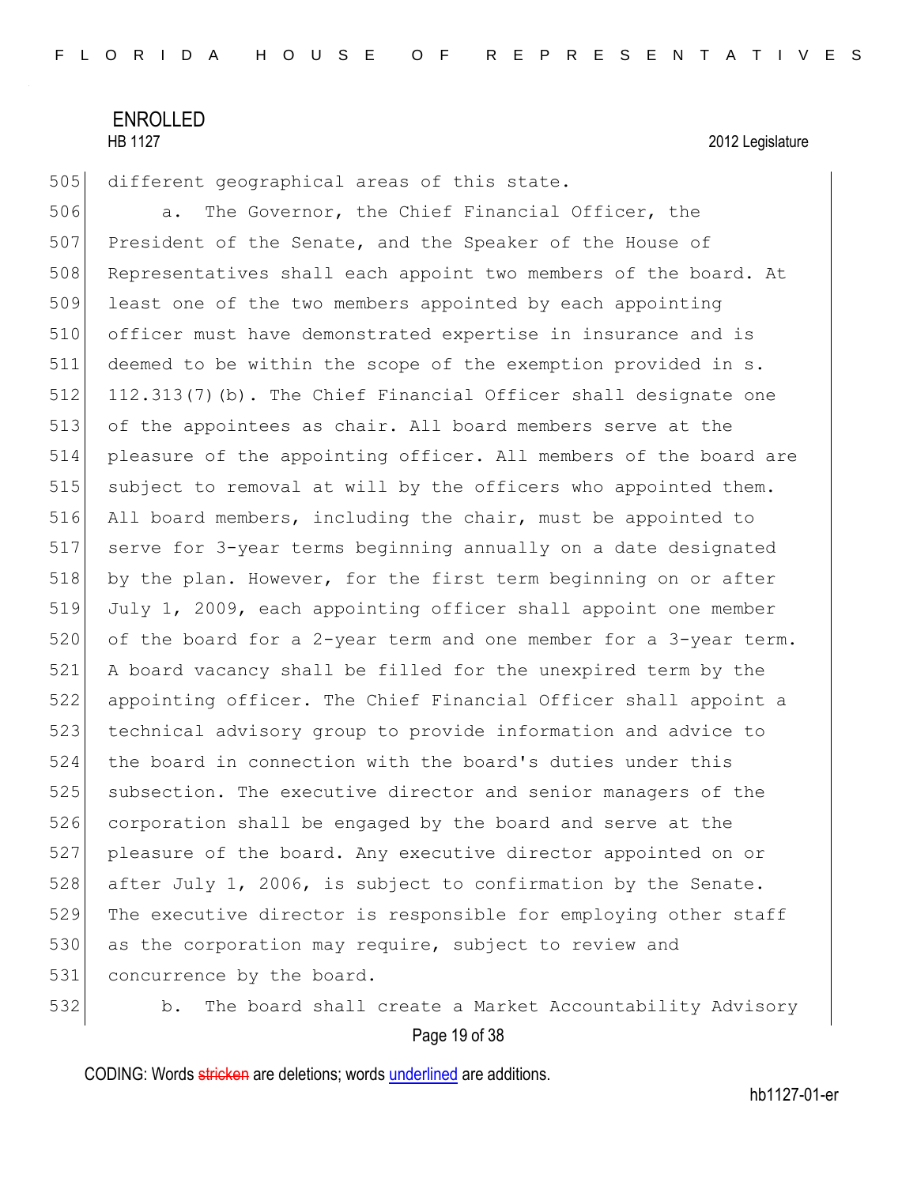different geographical areas of this state.

a. The Governor, the Chief Financial Officer, the President of the Senate, and the Speaker of the House of Representatives shall each appoint two members of the board. At least one of the two members appointed by each appointing officer must have demonstrated expertise in insurance and is deemed to be within the scope of the exemption provided in s. 112.313(7)(b). The Chief Financial Officer shall designate one of the appointees as chair. All board members serve at the pleasure of the appointing officer. All members of the board are subject to removal at will by the officers who appointed them. All board members, including the chair, must be appointed to serve for 3-year terms beginning annually on a date designated by the plan. However, for the first term beginning on or after July 1, 2009, each appointing officer shall appoint one member of the board for a 2-year term and one member for a 3-year term. A board vacancy shall be filled for the unexpired term by the appointing officer. The Chief Financial Officer shall appoint a technical advisory group to provide information and advice to the board in connection with the board's duties under this subsection. The executive director and senior managers of the corporation shall be engaged by the board and serve at the pleasure of the board. Any executive director appointed on or after July 1, 2006, is subject to confirmation by the Senate. The executive director is responsible for employing other staff as the corporation may require, subject to review and concurrence by the board.

b. The board shall create a Market Accountability Advisory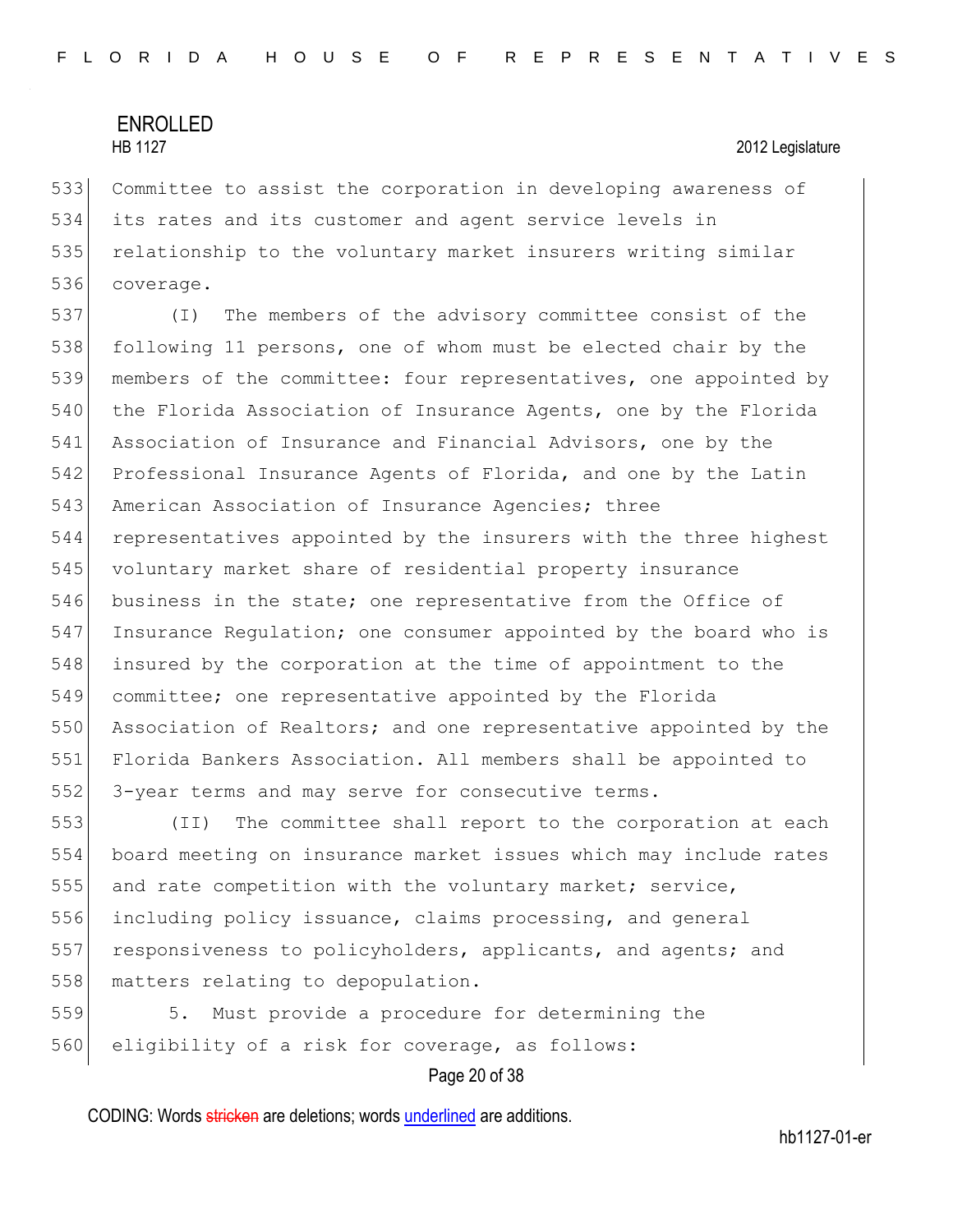Committee to assist the corporation in developing awareness of its rates and its customer and agent service levels in relationship to the voluntary market insurers writing similar coverage.

(I) The members of the advisory committee consist of the following 11 persons, one of whom must be elected chair by the members of the committee: four representatives, one appointed by the Florida Association of Insurance Agents, one by the Florida Association of Insurance and Financial Advisors, one by the Professional Insurance Agents of Florida, and one by the Latin American Association of Insurance Agencies; three representatives appointed by the insurers with the three highest voluntary market share of residential property insurance business in the state; one representative from the Office of Insurance Regulation; one consumer appointed by the board who is insured by the corporation at the time of appointment to the committee; one representative appointed by the Florida Association of Realtors; and one representative appointed by the Florida Bankers Association. All members shall be appointed to 3-year terms and may serve for consecutive terms.

(II) The committee shall report to the corporation at each board meeting on insurance market issues which may include rates and rate competition with the voluntary market; service, including policy issuance, claims processing, and general responsiveness to policyholders, applicants, and agents; and matters relating to depopulation.

5. Must provide a procedure for determining the eligibility of a risk for coverage, as follows: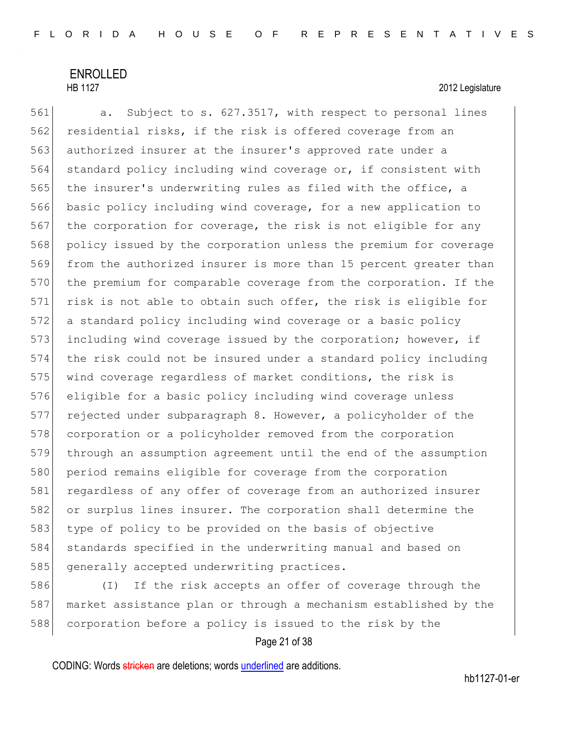a. Subject to s. 627.3517, with respect to personal lines residential risks, if the risk is offered coverage from an authorized insurer at the insurer's approved rate under a standard policy including wind coverage or, if consistent with the insurer's underwriting rules as filed with the office, a basic policy including wind coverage, for a new application to the corporation for coverage, the risk is not eligible for any policy issued by the corporation unless the premium for coverage from the authorized insurer is more than 15 percent greater than the premium for comparable coverage from the corporation. If the risk is not able to obtain such offer, the risk is eligible for a standard policy including wind coverage or a basic policy including wind coverage issued by the corporation; however, if the risk could not be insured under a standard policy including wind coverage regardless of market conditions, the risk is eligible for a basic policy including wind coverage unless rejected under subparagraph 8. However, a policyholder of the corporation or a policyholder removed from the corporation through an assumption agreement until the end of the assumption period remains eligible for coverage from the corporation regardless of any offer of coverage from an authorized insurer or surplus lines insurer. The corporation shall determine the type of policy to be provided on the basis of objective standards specified in the underwriting manual and based on generally accepted underwriting practices.

(I) If the risk accepts an offer of coverage through the market assistance plan or through a mechanism established by the corporation before a policy is issued to the risk by the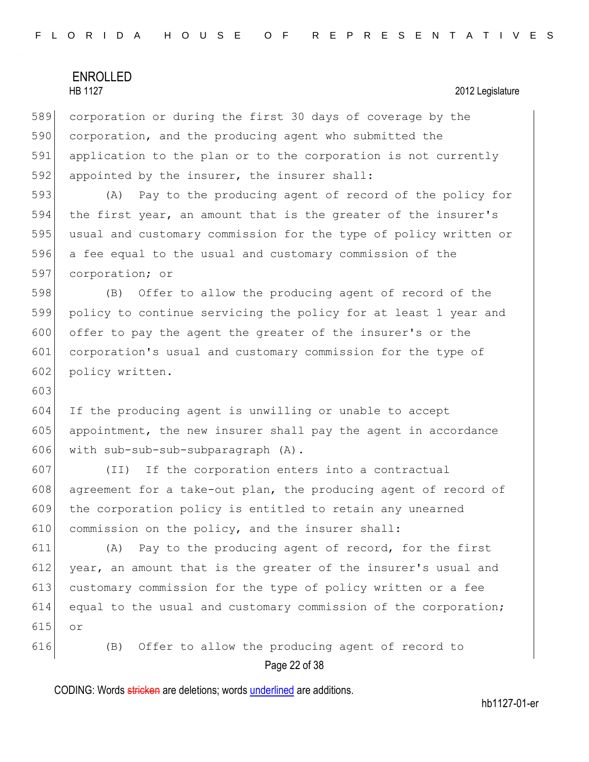corporation or during the first 30 days of coverage by the corporation, and the producing agent who submitted the application to the plan or to the corporation is not currently appointed by the insurer, the insurer shall:

(A) Pay to the producing agent of record of the policy for the first year, an amount that is the greater of the insurer's usual and customary commission for the type of policy written or a fee equal to the usual and customary commission of the corporation; or

(B) Offer to allow the producing agent of record of the policy to continue servicing the policy for at least 1 year and offer to pay the agent the greater of the insurer's or the corporation's usual and customary commission for the type of policy written.

If the producing agent is unwilling or unable to accept appointment, the new insurer shall pay the agent in accordance with sub-sub-sub-subparagraph (A).

(II) If the corporation enters into a contractual agreement for a take-out plan, the producing agent of record of the corporation policy is entitled to retain any unearned commission on the policy, and the insurer shall:

(A) Pay to the producing agent of record, for the first year, an amount that is the greater of the insurer's usual and customary commission for the type of policy written or a fee equal to the usual and customary commission of the corporation; or

(B) Offer to allow the producing agent of record to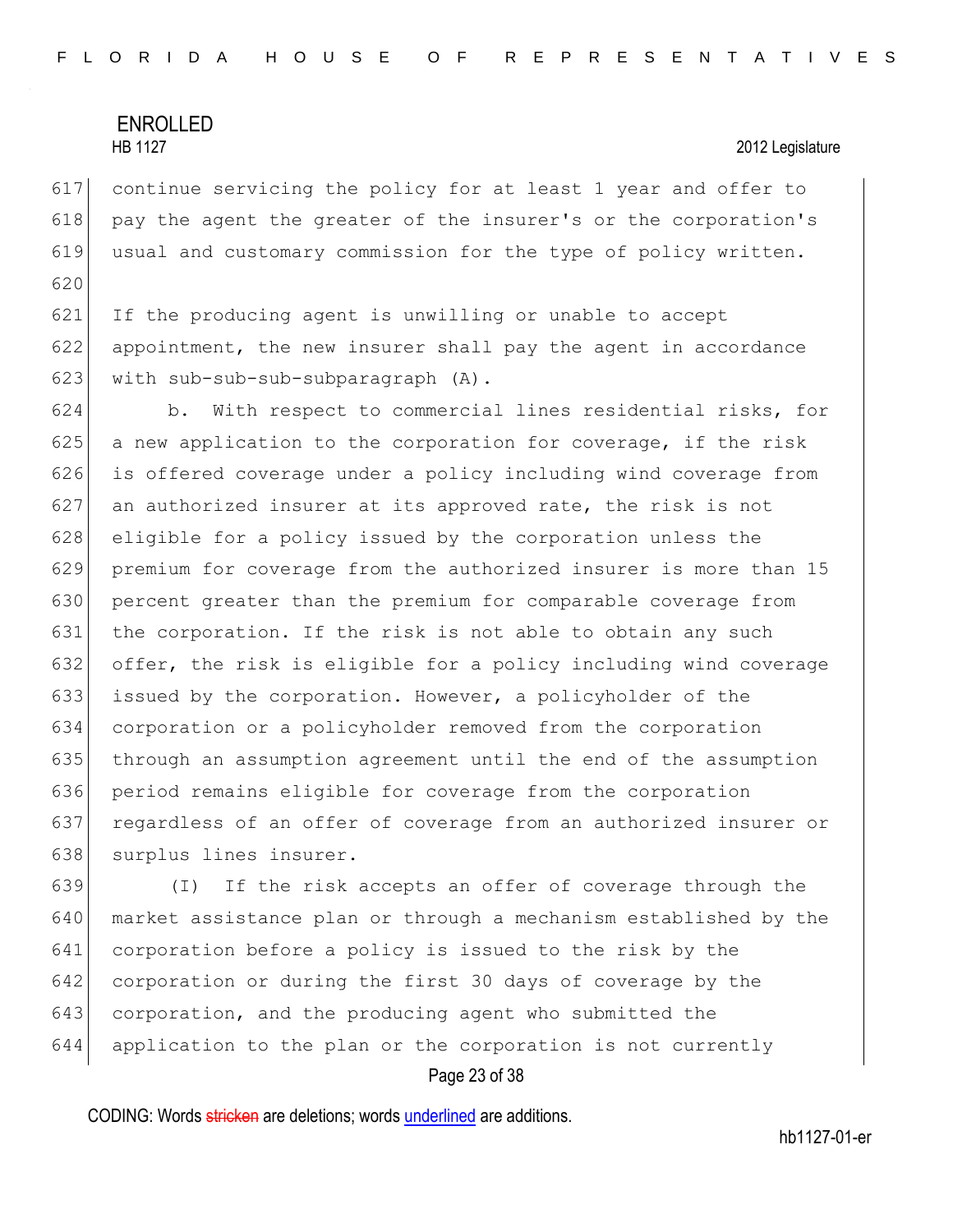continue servicing the policy for at least 1 year and offer to pay the agent the greater of the insurer's or the corporation's usual and customary commission for the type of policy written.

If the producing agent is unwilling or unable to accept appointment, the new insurer shall pay the agent in accordance with sub-sub-sub-subparagraph (A).

b. With respect to commercial lines residential risks, for a new application to the corporation for coverage, if the risk is offered coverage under a policy including wind coverage from an authorized insurer at its approved rate, the risk is not eligible for a policy issued by the corporation unless the premium for coverage from the authorized insurer is more than 15 percent greater than the premium for comparable coverage from the corporation. If the risk is not able to obtain any such offer, the risk is eligible for a policy including wind coverage issued by the corporation. However, a policyholder of the corporation or a policyholder removed from the corporation through an assumption agreement until the end of the assumption period remains eligible for coverage from the corporation regardless of an offer of coverage from an authorized insurer or surplus lines insurer.

(I) If the risk accepts an offer of coverage through the market assistance plan or through a mechanism established by the corporation before a policy is issued to the risk by the corporation or during the first 30 days of coverage by the corporation, and the producing agent who submitted the application to the plan or the corporation is not currently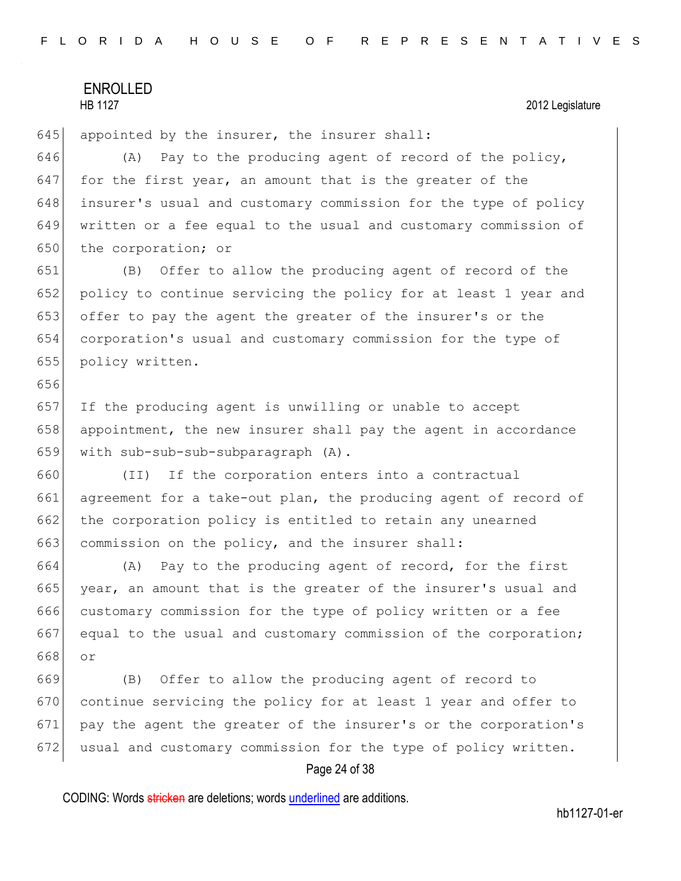appointed by the insurer, the insurer shall:

(A) Pay to the producing agent of record of the policy, for the first year, an amount that is the greater of the insurer's usual and customary commission for the type of policy written or a fee equal to the usual and customary commission of the corporation; or

(B) Offer to allow the producing agent of record of the policy to continue servicing the policy for at least 1 year and offer to pay the agent the greater of the insurer's or the corporation's usual and customary commission for the type of policy written.

If the producing agent is unwilling or unable to accept appointment, the new insurer shall pay the agent in accordance with sub-sub-sub-subparagraph (A).

(II) If the corporation enters into a contractual agreement for a take-out plan, the producing agent of record of the corporation policy is entitled to retain any unearned commission on the policy, and the insurer shall:

(A) Pay to the producing agent of record, for the first year, an amount that is the greater of the insurer's usual and customary commission for the type of policy written or a fee equal to the usual and customary commission of the corporation; or

(B) Offer to allow the producing agent of record to continue servicing the policy for at least 1 year and offer to pay the agent the greater of the insurer's or the corporation's usual and customary commission for the type of policy written.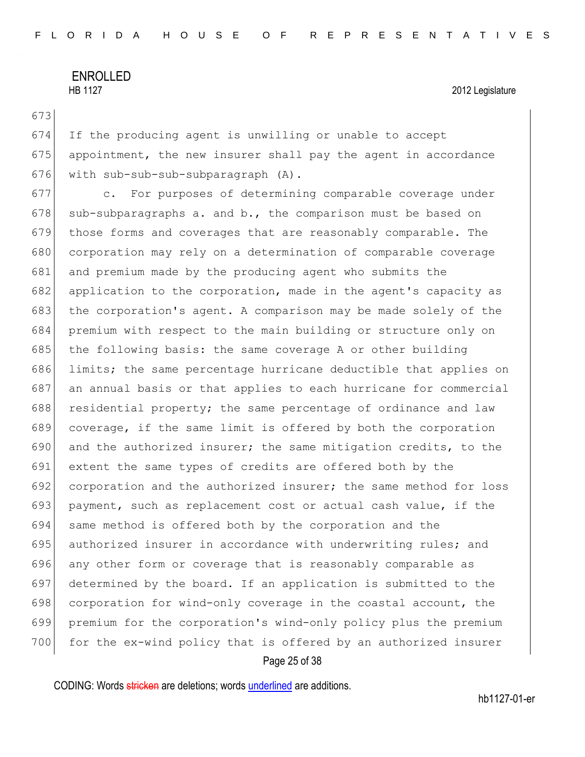If the producing agent is unwilling or unable to accept appointment, the new insurer shall pay the agent in accordance with sub-sub-sub-subparagraph (A).

c. For purposes of determining comparable coverage under sub-subparagraphs a. and b., the comparison must be based on those forms and coverages that are reasonably comparable. The corporation may rely on a determination of comparable coverage and premium made by the producing agent who submits the application to the corporation, made in the agent's capacity as the corporation's agent. A comparison may be made solely of the premium with respect to the main building or structure only on the following basis: the same coverage A or other building limits; the same percentage hurricane deductible that applies on an annual basis or that applies to each hurricane for commercial residential property; the same percentage of ordinance and law coverage, if the same limit is offered by both the corporation and the authorized insurer; the same mitigation credits, to the extent the same types of credits are offered both by the corporation and the authorized insurer; the same method for loss payment, such as replacement cost or actual cash value, if the same method is offered both by the corporation and the authorized insurer in accordance with underwriting rules; and any other form or coverage that is reasonably comparable as determined by the board. If an application is submitted to the corporation for wind-only coverage in the coastal account, the premium for the corporation's wind-only policy plus the premium for the ex-wind policy that is offered by an authorized insurer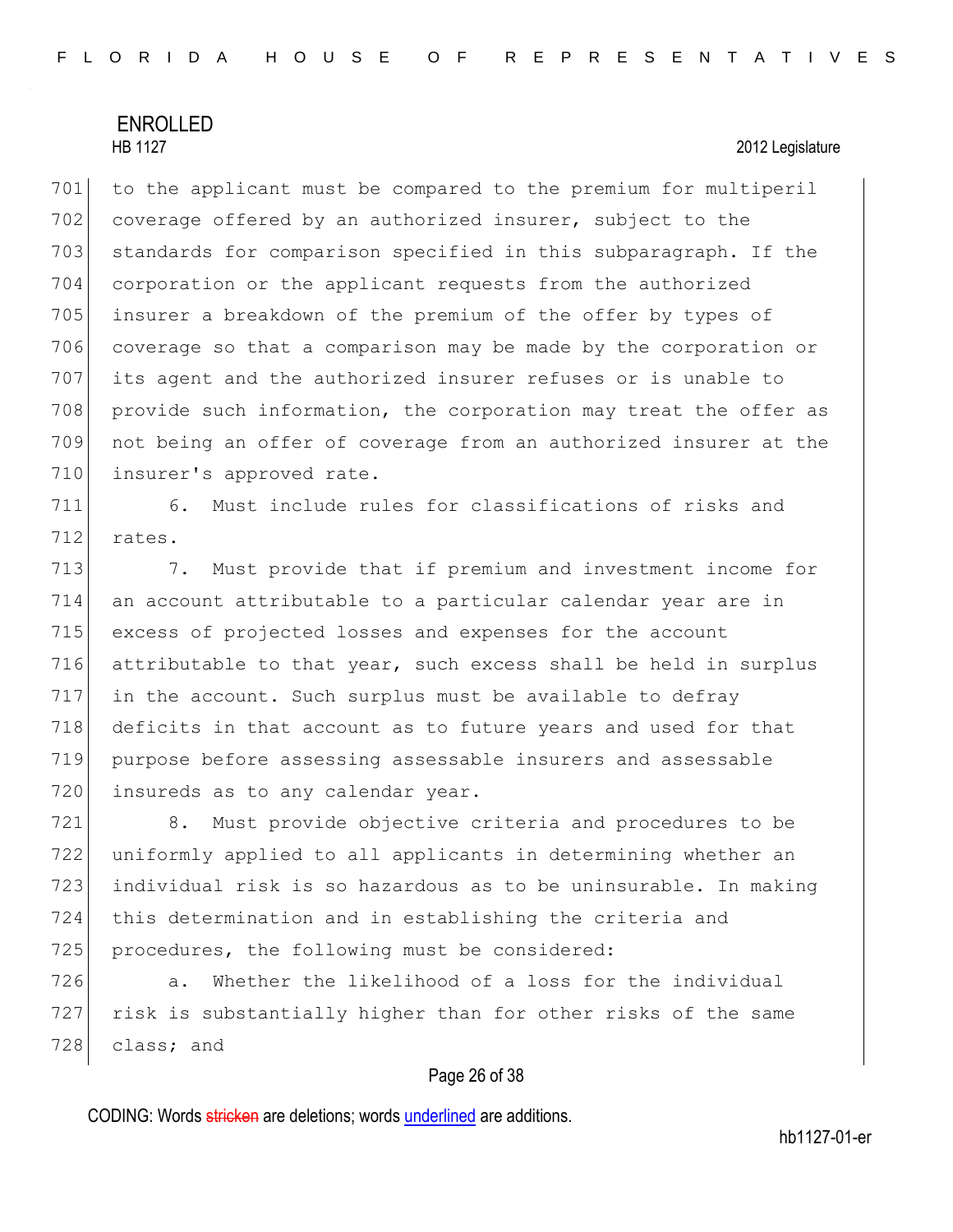to the applicant must be compared to the premium for multiperil coverage offered by an authorized insurer, subject to the standards for comparison specified in this subparagraph. If the corporation or the applicant requests from the authorized insurer a breakdown of the premium of the offer by types of coverage so that a comparison may be made by the corporation or its agent and the authorized insurer refuses or is unable to provide such information, the corporation may treat the offer as not being an offer of coverage from an authorized insurer at the insurer's approved rate.

6. Must include rules for classifications of risks and rates.

7. Must provide that if premium and investment income for an account attributable to a particular calendar year are in excess of projected losses and expenses for the account attributable to that year, such excess shall be held in surplus in the account. Such surplus must be available to defray deficits in that account as to future years and used for that purpose before assessing assessable insurers and assessable insureds as to any calendar year.

8. Must provide objective criteria and procedures to be uniformly applied to all applicants in determining whether an individual risk is so hazardous as to be uninsurable. In making this determination and in establishing the criteria and procedures, the following must be considered:

a. Whether the likelihood of a loss for the individual risk is substantially higher than for other risks of the same class; and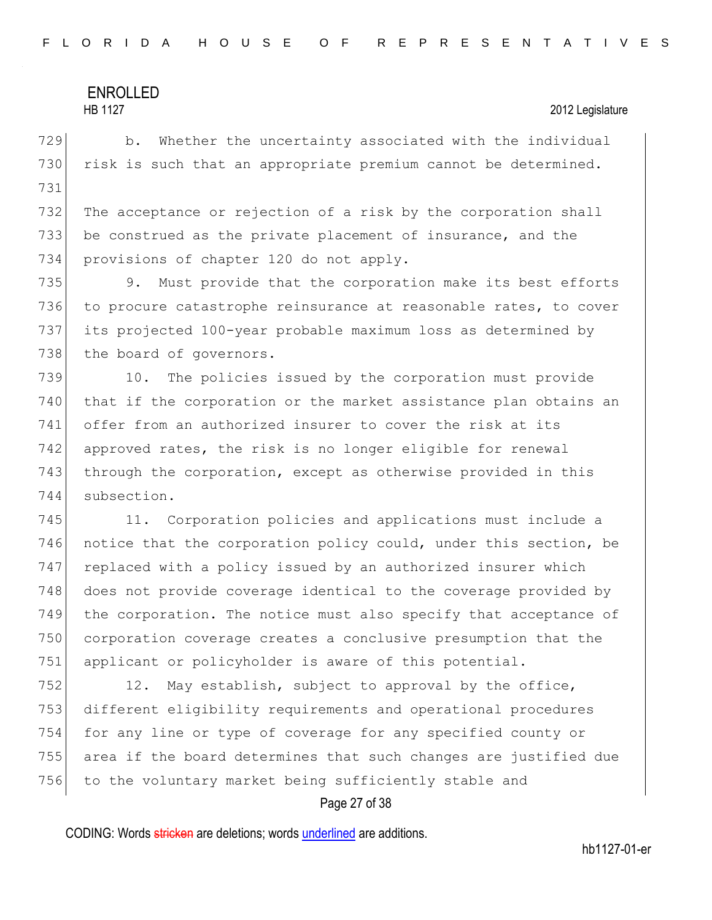b. Whether the uncertainty associated with the individual risk is such that an appropriate premium cannot be determined.

The acceptance or rejection of a risk by the corporation shall be construed as the private placement of insurance, and the provisions of chapter 120 do not apply.

9. Must provide that the corporation make its best efforts to procure catastrophe reinsurance at reasonable rates, to cover its projected 100-year probable maximum loss as determined by the board of governors.

10. The policies issued by the corporation must provide that if the corporation or the market assistance plan obtains an offer from an authorized insurer to cover the risk at its approved rates, the risk is no longer eligible for renewal through the corporation, except as otherwise provided in this subsection.

11. Corporation policies and applications must include a notice that the corporation policy could, under this section, be replaced with a policy issued by an authorized insurer which does not provide coverage identical to the coverage provided by the corporation. The notice must also specify that acceptance of corporation coverage creates a conclusive presumption that the applicant or policyholder is aware of this potential.

12. May establish, subject to approval by the office, different eligibility requirements and operational procedures for any line or type of coverage for any specified county or area if the board determines that such changes are justified due to the voluntary market being sufficiently stable and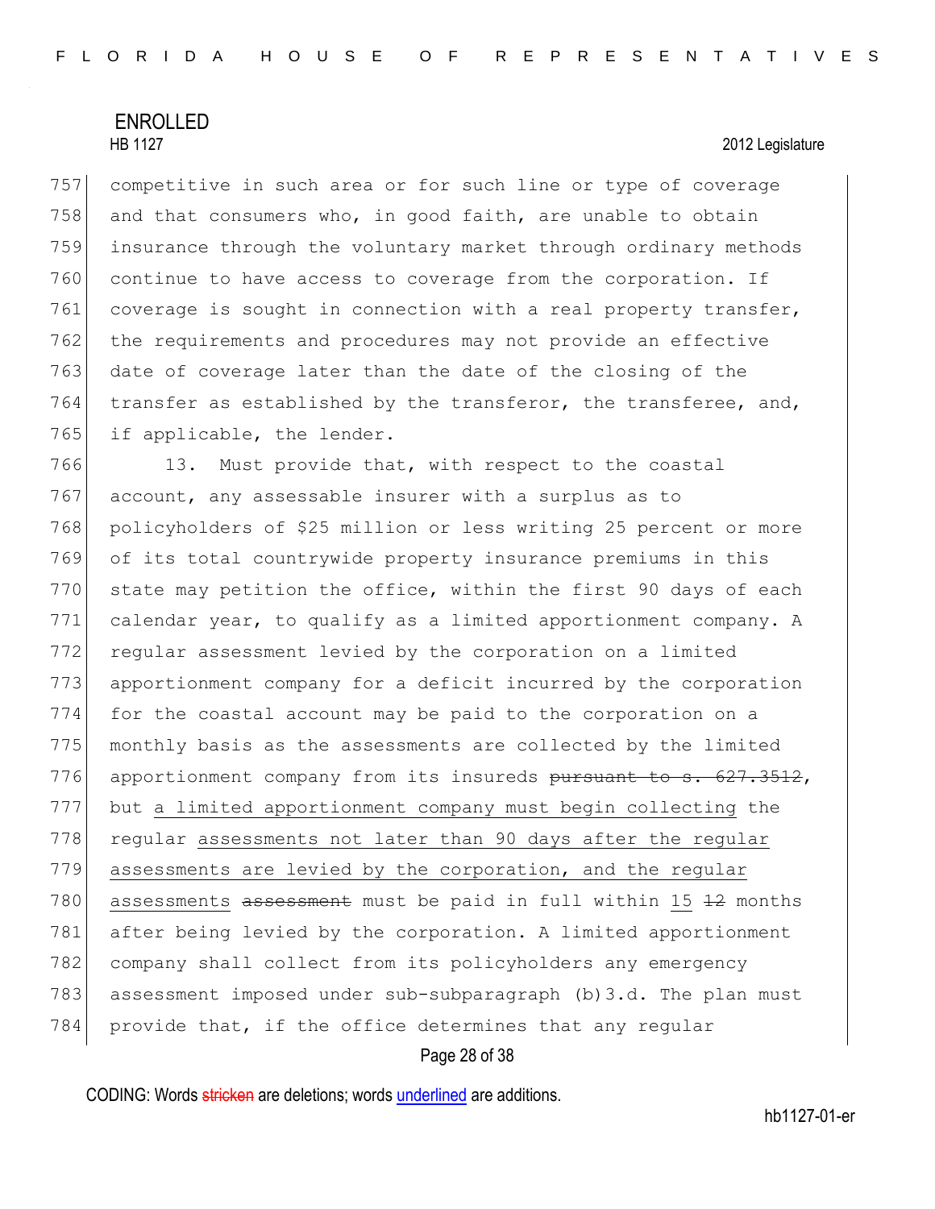competitive in such area or for such line or type of coverage and that consumers who, in good faith, are unable to obtain insurance through the voluntary market through ordinary methods continue to have access to coverage from the corporation. If coverage is sought in connection with a real property transfer, the requirements and procedures may not provide an effective date of coverage later than the date of the closing of the transfer as established by the transferor, the transferee, and, if applicable, the lender.

13. Must provide that, with respect to the coastal account, any assessable insurer with a surplus as to policyholders of $25 million or less writing 25 percent or more of its total countrywide property insurance premiums in this state may petition the office, within the first 90 days of each calendar year, to qualify as a limited apportionment company. A regular assessment levied by the corporation on a limited apportionment company for a deficit incurred by the corporation for the coastal account may be paid to the corporation on a monthly basis as the assessments are collected by the limited apportionment company from its insureds ~~pursuant to s. 627.3512~~, but <u>a limited apportionment company must begin collecting</u> the regular <u>assessments not later than 90 days after the regular assessments are levied by the corporation, and the regular assessments</u> ~~assessment~~ must be paid in full within <u>15</u> ~~12~~ months after being levied by the corporation. A limited apportionment company shall collect from its policyholders any emergency assessment imposed under sub-subparagraph (b)3.d. The plan must provide that, if the office determines that any regular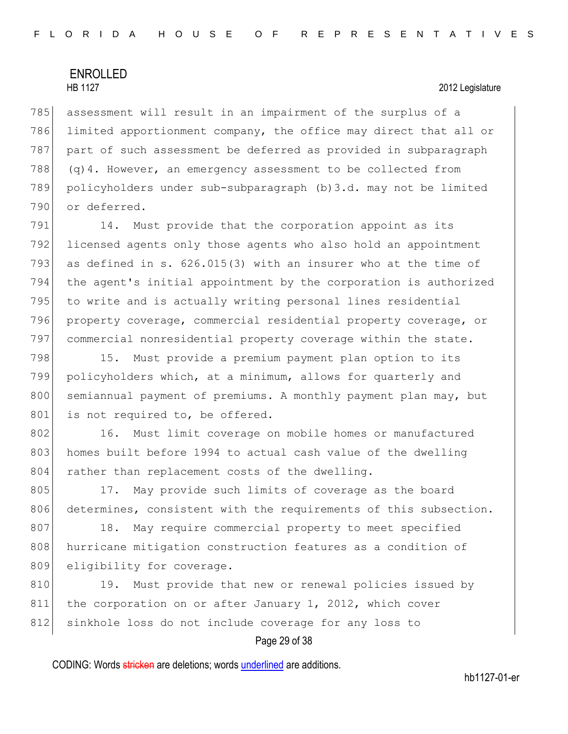assessment will result in an impairment of the surplus of a limited apportionment company, the office may direct that all or part of such assessment be deferred as provided in subparagraph (q)4. However, an emergency assessment to be collected from policyholders under sub-subparagraph (b)3.d. may not be limited or deferred.

14. Must provide that the corporation appoint as its licensed agents only those agents who also hold an appointment as defined in s. 626.015(3) with an insurer who at the time of the agent's initial appointment by the corporation is authorized to write and is actually writing personal lines residential property coverage, commercial residential property coverage, or commercial nonresidential property coverage within the state.

15. Must provide a premium payment plan option to its policyholders which, at a minimum, allows for quarterly and semiannual payment of premiums. A monthly payment plan may, but is not required to, be offered.

16. Must limit coverage on mobile homes or manufactured homes built before 1994 to actual cash value of the dwelling rather than replacement costs of the dwelling.

17. May provide such limits of coverage as the board determines, consistent with the requirements of this subsection.

18. May require commercial property to meet specified hurricane mitigation construction features as a condition of eligibility for coverage.

19. Must provide that new or renewal policies issued by the corporation on or after January 1, 2012, which cover sinkhole loss do not include coverage for any loss to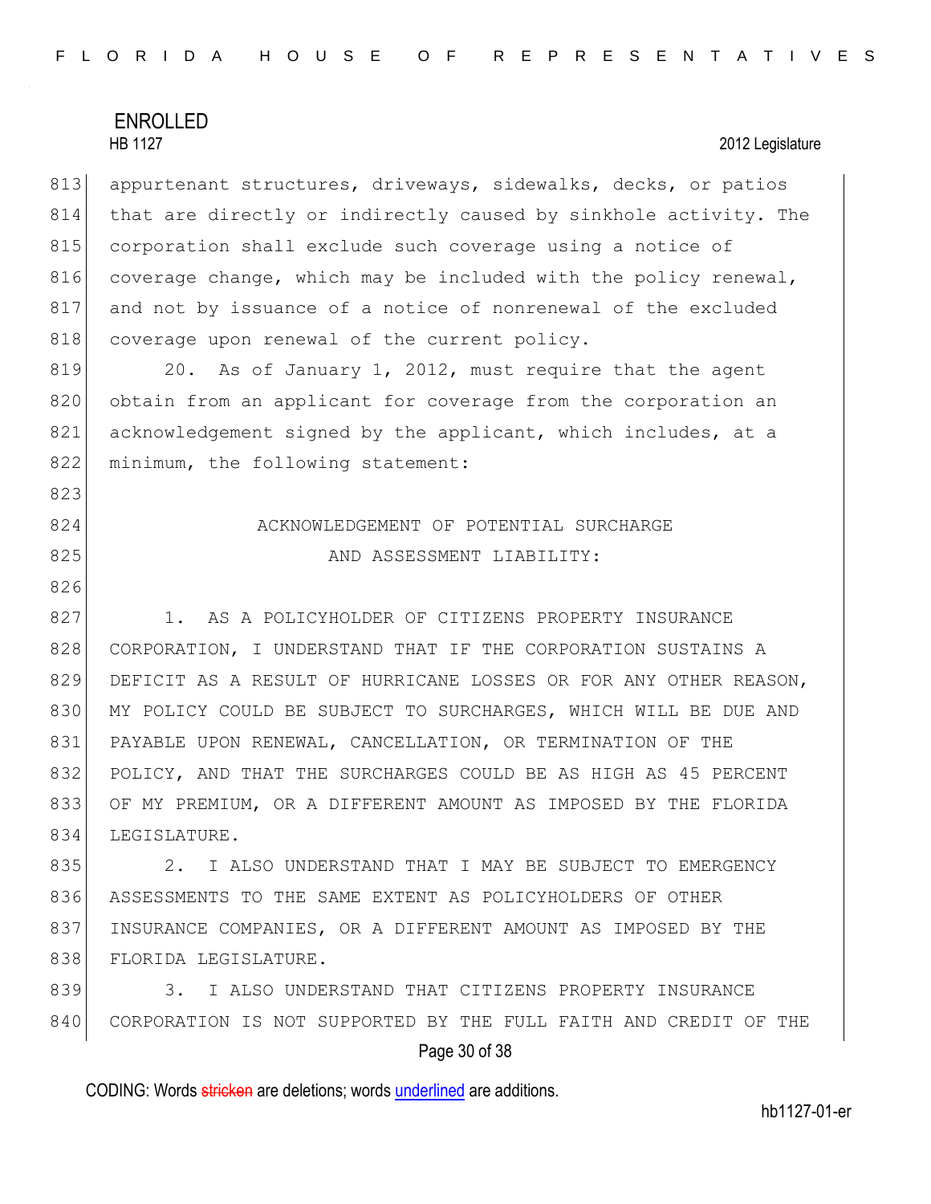appurtenant structures, driveways, sidewalks, decks, or patios that are directly or indirectly caused by sinkhole activity. The corporation shall exclude such coverage using a notice of coverage change, which may be included with the policy renewal, and not by issuance of a notice of nonrenewal of the excluded coverage upon renewal of the current policy.

20. As of January 1, 2012, must require that the agent obtain from an applicant for coverage from the corporation an acknowledgement signed by the applicant, which includes, at a minimum, the following statement:

ACKNOWLEDGEMENT OF POTENTIAL SURCHARGE AND ASSESSMENT LIABILITY:

1. AS A POLICYHOLDER OF CITIZENS PROPERTY INSURANCE CORPORATION, I UNDERSTAND THAT IF THE CORPORATION SUSTAINS A DEFICIT AS A RESULT OF HURRICANE LOSSES OR FOR ANY OTHER REASON, MY POLICY COULD BE SUBJECT TO SURCHARGES, WHICH WILL BE DUE AND PAYABLE UPON RENEWAL, CANCELLATION, OR TERMINATION OF THE POLICY, AND THAT THE SURCHARGES COULD BE AS HIGH AS 45 PERCENT OF MY PREMIUM, OR A DIFFERENT AMOUNT AS IMPOSED BY THE FLORIDA LEGISLATURE.

2. I ALSO UNDERSTAND THAT I MAY BE SUBJECT TO EMERGENCY ASSESSMENTS TO THE SAME EXTENT AS POLICYHOLDERS OF OTHER INSURANCE COMPANIES, OR A DIFFERENT AMOUNT AS IMPOSED BY THE FLORIDA LEGISLATURE.

3. I ALSO UNDERSTAND THAT CITIZENS PROPERTY INSURANCE CORPORATION IS NOT SUPPORTED BY THE FULL FAITH AND CREDIT OF THE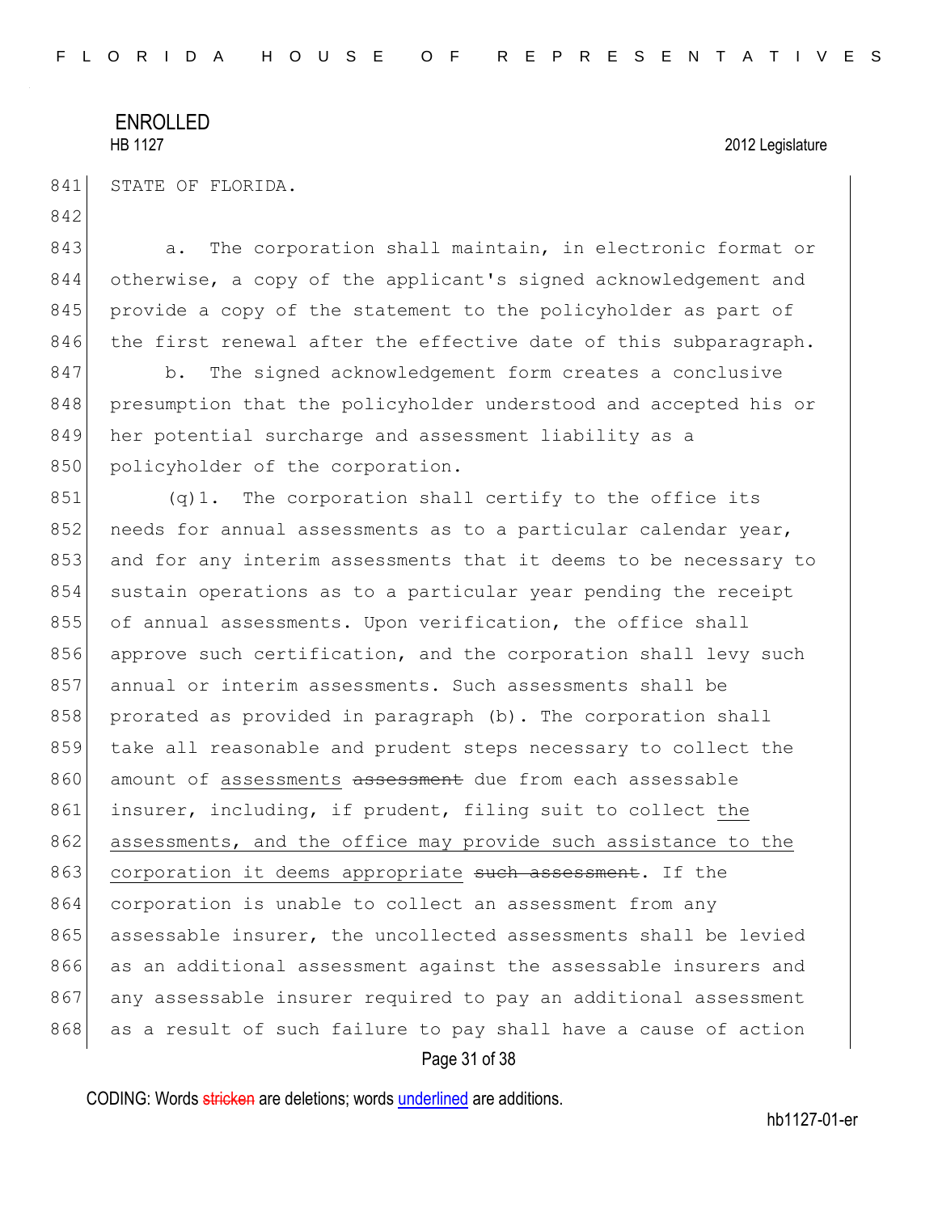STATE OF FLORIDA.

a. The corporation shall maintain, in electronic format or otherwise, a copy of the applicant's signed acknowledgement and provide a copy of the statement to the policyholder as part of the first renewal after the effective date of this subparagraph.

b. The signed acknowledgement form creates a conclusive presumption that the policyholder understood and accepted his or her potential surcharge and assessment liability as a policyholder of the corporation.

(q)1. The corporation shall certify to the office its needs for annual assessments as to a particular calendar year, and for any interim assessments that it deems to be necessary to sustain operations as to a particular year pending the receipt of annual assessments. Upon verification, the office shall approve such certification, and the corporation shall levy such annual or interim assessments. Such assessments shall be prorated as provided in paragraph (b). The corporation shall take all reasonable and prudent steps necessary to collect the amount of <u>assessments</u> ~~assessment~~ due from each assessable insurer, including, if prudent, filing suit to collect <u>the assessments, and the office may provide such assistance to the corporation it deems appropriate</u> ~~such assessment~~. If the corporation is unable to collect an assessment from any assessable insurer, the uncollected assessments shall be levied as an additional assessment against the assessable insurers and any assessable insurer required to pay an additional assessment as a result of such failure to pay shall have a cause of action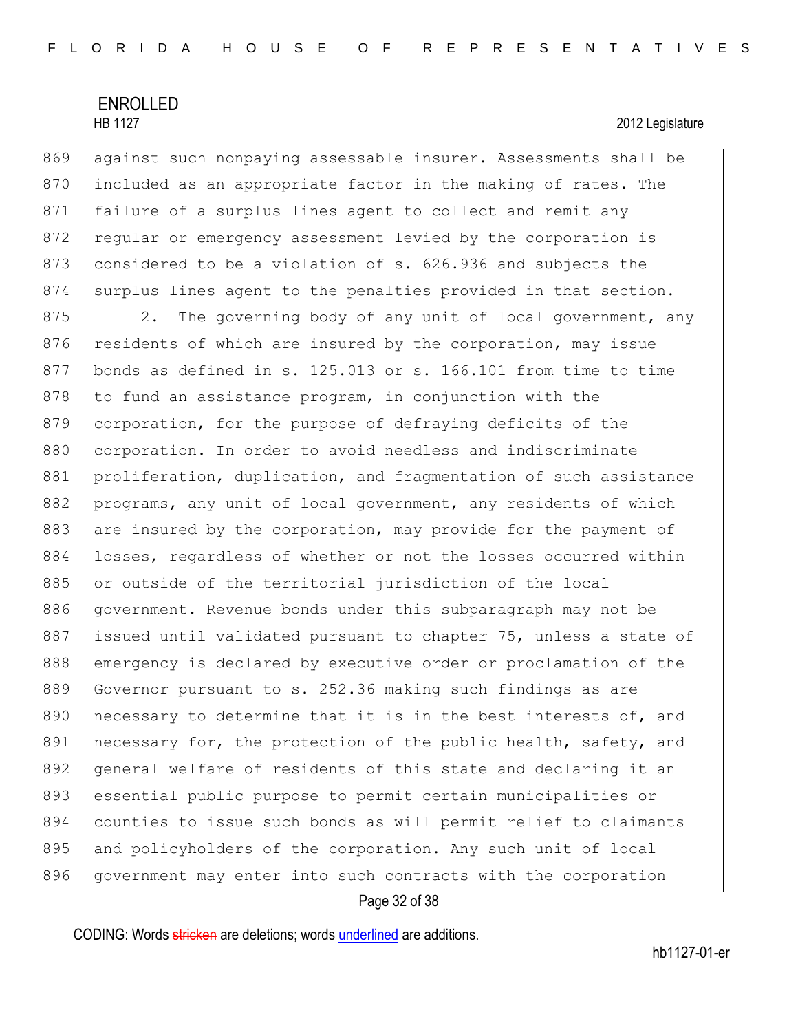against such nonpaying assessable insurer. Assessments shall be included as an appropriate factor in the making of rates. The failure of a surplus lines agent to collect and remit any regular or emergency assessment levied by the corporation is considered to be a violation of s. 626.936 and subjects the surplus lines agent to the penalties provided in that section.

2. The governing body of any unit of local government, any residents of which are insured by the corporation, may issue bonds as defined in s. 125.013 or s. 166.101 from time to time to fund an assistance program, in conjunction with the corporation, for the purpose of defraying deficits of the corporation. In order to avoid needless and indiscriminate proliferation, duplication, and fragmentation of such assistance programs, any unit of local government, any residents of which are insured by the corporation, may provide for the payment of losses, regardless of whether or not the losses occurred within or outside of the territorial jurisdiction of the local government. Revenue bonds under this subparagraph may not be issued until validated pursuant to chapter 75, unless a state of emergency is declared by executive order or proclamation of the Governor pursuant to s. 252.36 making such findings as are necessary to determine that it is in the best interests of, and necessary for, the protection of the public health, safety, and general welfare of residents of this state and declaring it an essential public purpose to permit certain municipalities or counties to issue such bonds as will permit relief to claimants and policyholders of the corporation. Any such unit of local government may enter into such contracts with the corporation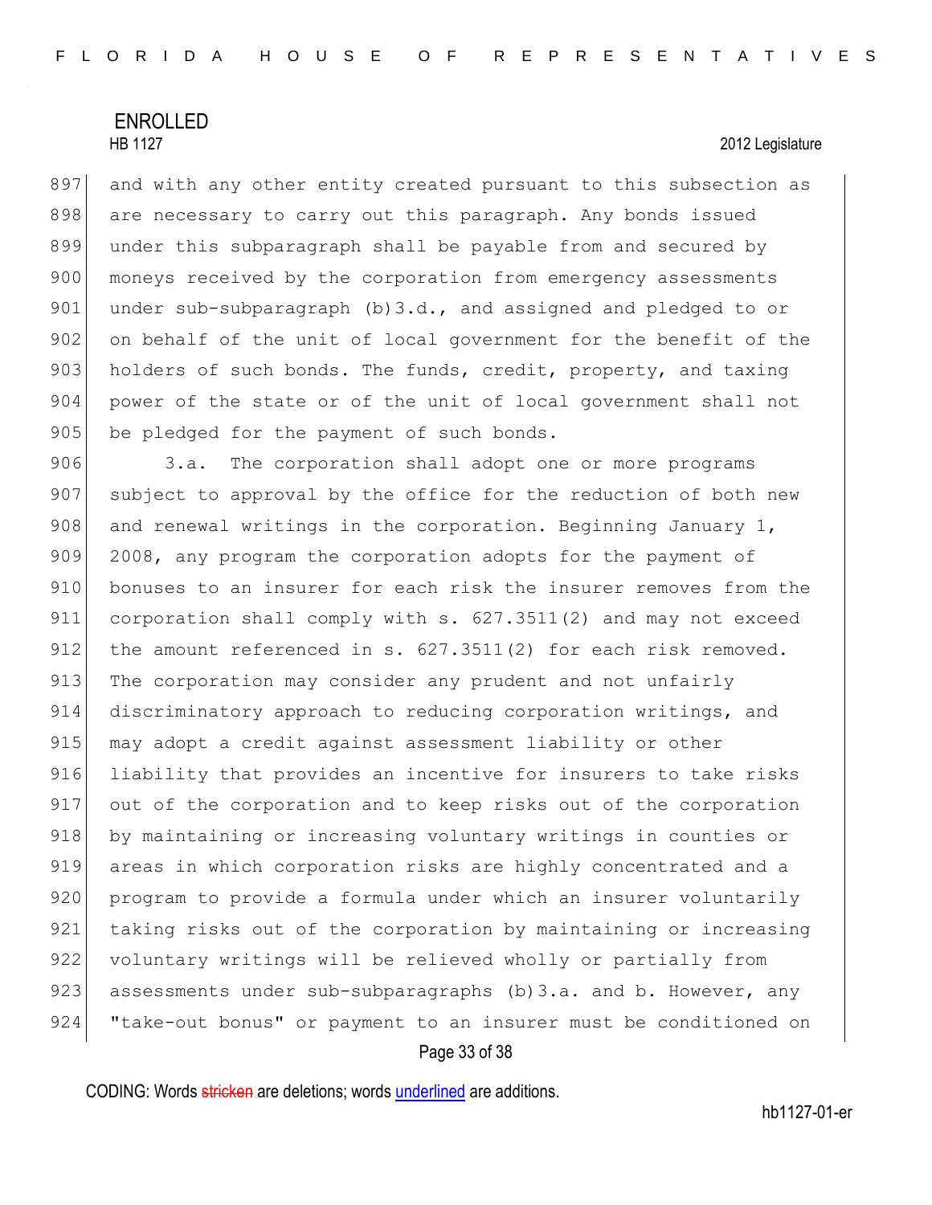and with any other entity created pursuant to this subsection as are necessary to carry out this paragraph. Any bonds issued under this subparagraph shall be payable from and secured by moneys received by the corporation from emergency assessments under sub-subparagraph (b)3.d., and assigned and pledged to or on behalf of the unit of local government for the benefit of the holders of such bonds. The funds, credit, property, and taxing power of the state or of the unit of local government shall not be pledged for the payment of such bonds.

3.a. The corporation shall adopt one or more programs subject to approval by the office for the reduction of both new and renewal writings in the corporation. Beginning January 1, 2008, any program the corporation adopts for the payment of bonuses to an insurer for each risk the insurer removes from the corporation shall comply with s. 627.3511(2) and may not exceed the amount referenced in s. 627.3511(2) for each risk removed. The corporation may consider any prudent and not unfairly discriminatory approach to reducing corporation writings, and may adopt a credit against assessment liability or other liability that provides an incentive for insurers to take risks out of the corporation and to keep risks out of the corporation by maintaining or increasing voluntary writings in counties or areas in which corporation risks are highly concentrated and a program to provide a formula under which an insurer voluntarily taking risks out of the corporation by maintaining or increasing voluntary writings will be relieved wholly or partially from assessments under sub-subparagraphs (b)3.a. and b. However, any "take-out bonus" or payment to an insurer must be conditioned on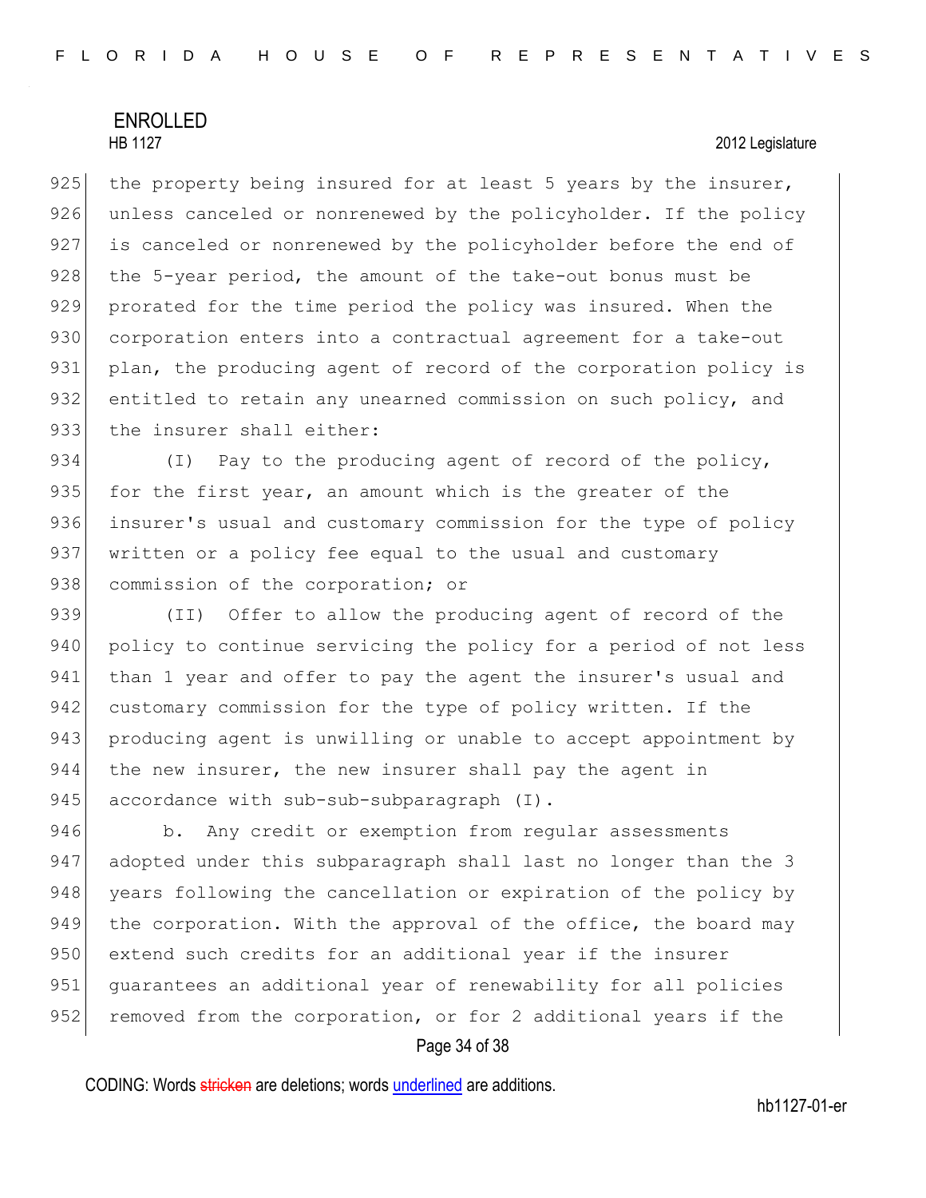the property being insured for at least 5 years by the insurer, unless canceled or nonrenewed by the policyholder. If the policy is canceled or nonrenewed by the policyholder before the end of the 5-year period, the amount of the take-out bonus must be prorated for the time period the policy was insured. When the corporation enters into a contractual agreement for a take-out plan, the producing agent of record of the corporation policy is entitled to retain any unearned commission on such policy, and the insurer shall either:

(I) Pay to the producing agent of record of the policy, for the first year, an amount which is the greater of the insurer's usual and customary commission for the type of policy written or a policy fee equal to the usual and customary commission of the corporation; or

(II) Offer to allow the producing agent of record of the policy to continue servicing the policy for a period of not less than 1 year and offer to pay the agent the insurer's usual and customary commission for the type of policy written. If the producing agent is unwilling or unable to accept appointment by the new insurer, the new insurer shall pay the agent in accordance with sub-sub-subparagraph (I).

b. Any credit or exemption from regular assessments adopted under this subparagraph shall last no longer than the 3 years following the cancellation or expiration of the policy by the corporation. With the approval of the office, the board may extend such credits for an additional year if the insurer guarantees an additional year of renewability for all policies removed from the corporation, or for 2 additional years if the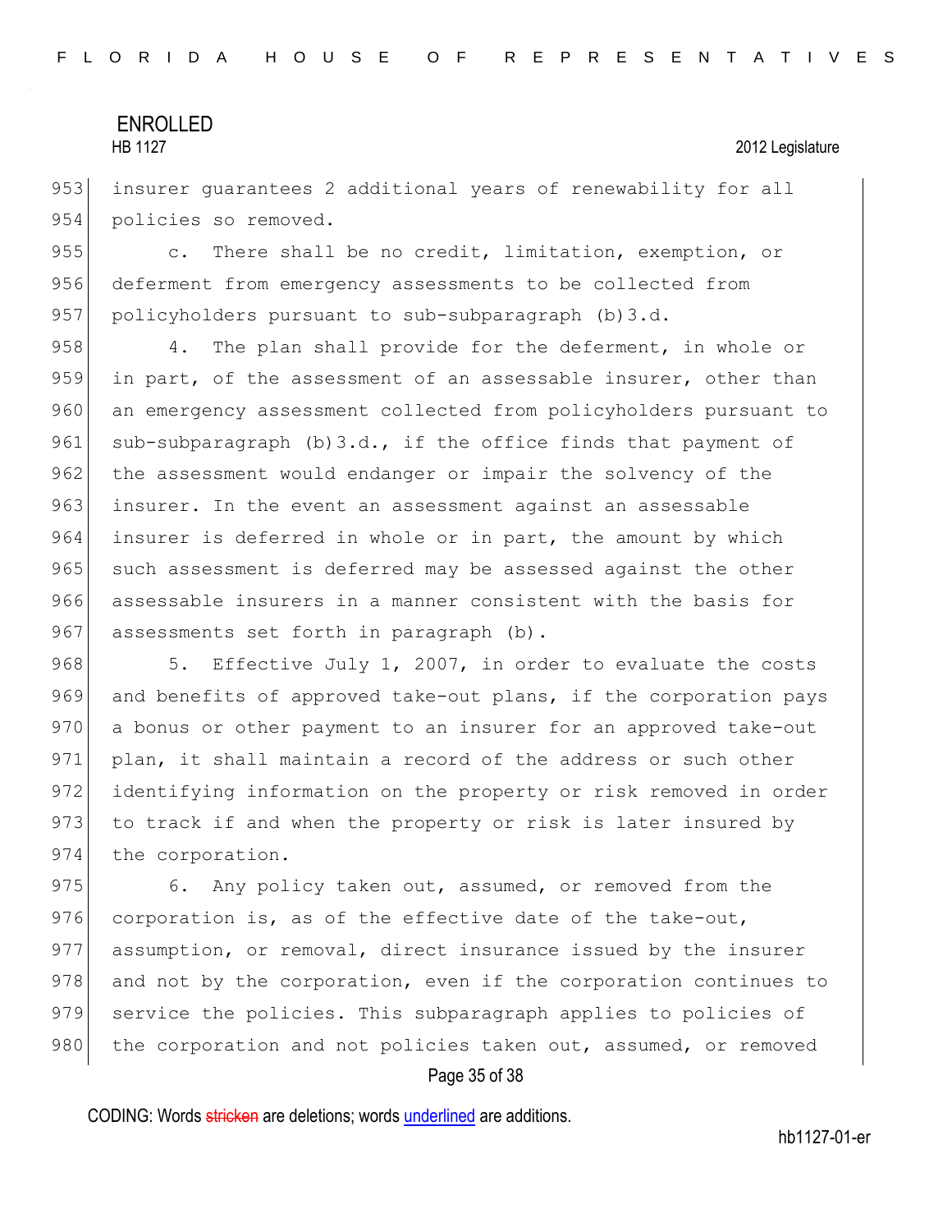insurer guarantees 2 additional years of renewability for all policies so removed.

c. There shall be no credit, limitation, exemption, or deferment from emergency assessments to be collected from policyholders pursuant to sub-subparagraph (b)3.d.

4. The plan shall provide for the deferment, in whole or in part, of the assessment of an assessable insurer, other than an emergency assessment collected from policyholders pursuant to sub-subparagraph (b)3.d., if the office finds that payment of the assessment would endanger or impair the solvency of the insurer. In the event an assessment against an assessable insurer is deferred in whole or in part, the amount by which such assessment is deferred may be assessed against the other assessable insurers in a manner consistent with the basis for assessments set forth in paragraph (b).

5. Effective July 1, 2007, in order to evaluate the costs and benefits of approved take-out plans, if the corporation pays a bonus or other payment to an insurer for an approved take-out plan, it shall maintain a record of the address or such other identifying information on the property or risk removed in order to track if and when the property or risk is later insured by the corporation.

6. Any policy taken out, assumed, or removed from the corporation is, as of the effective date of the take-out, assumption, or removal, direct insurance issued by the insurer and not by the corporation, even if the corporation continues to service the policies. This subparagraph applies to policies of the corporation and not policies taken out, assumed, or removed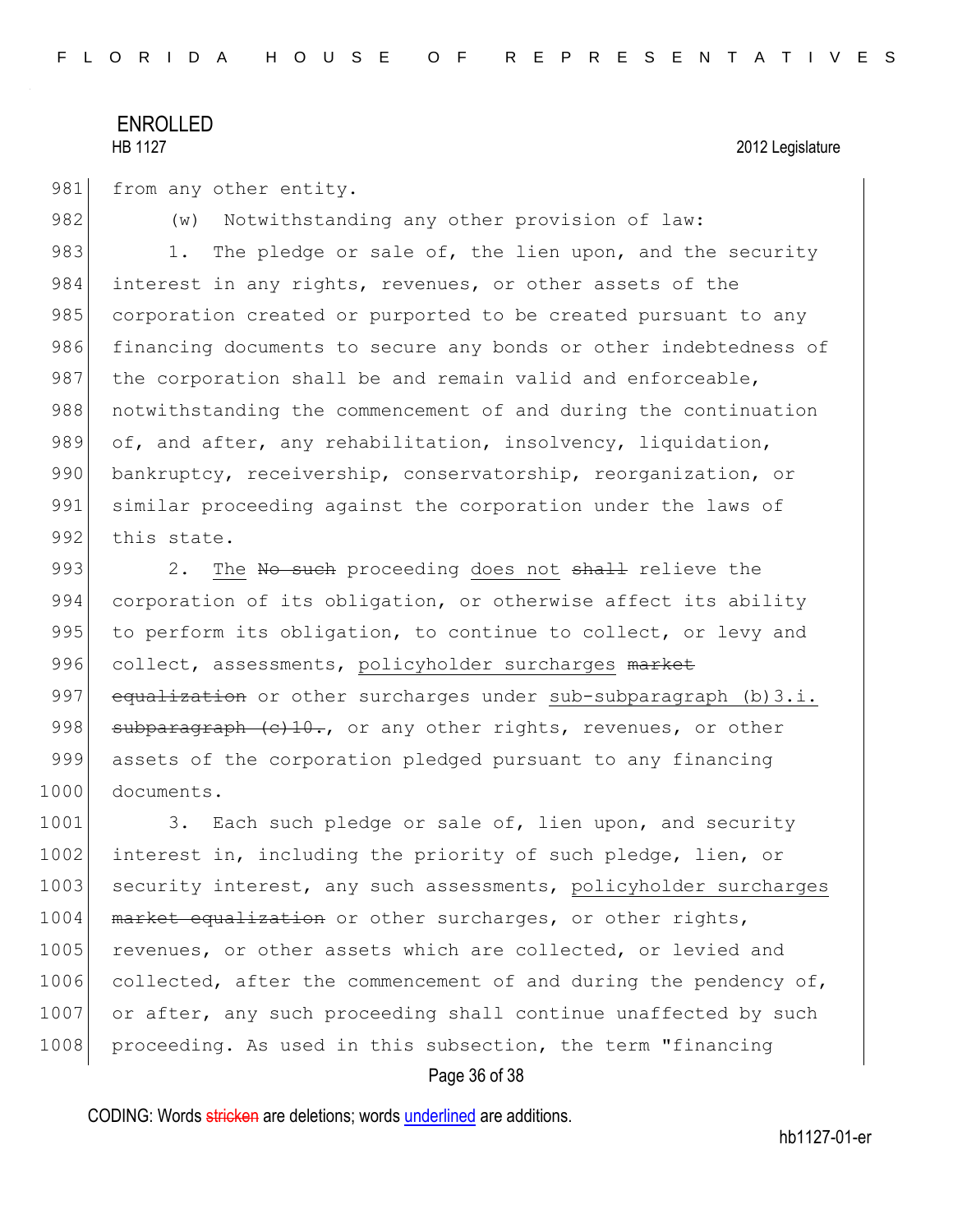from any other entity.

(w) Notwithstanding any other provision of law:

1. The pledge or sale of, the lien upon, and the security interest in any rights, revenues, or other assets of the corporation created or purported to be created pursuant to any financing documents to secure any bonds or other indebtedness of the corporation shall be and remain valid and enforceable, notwithstanding the commencement of and during the continuation of, and after, any rehabilitation, insolvency, liquidation, bankruptcy, receivership, conservatorship, reorganization, or similar proceeding against the corporation under the laws of this state.

2. <u>The</u> ~~No such~~ proceeding <u>does not</u> ~~shall~~ relieve the corporation of its obligation, or otherwise affect its ability to perform its obligation, to continue to collect, or levy and collect, assessments, <u>policyholder surcharges</u> ~~market equalization~~ or other surcharges under <u>sub-subparagraph (b)3.i.</u> ~~subparagraph (c)10.~~, or any other rights, revenues, or other assets of the corporation pledged pursuant to any financing documents.

3. Each such pledge or sale of, lien upon, and security interest in, including the priority of such pledge, lien, or security interest, any such assessments, <u>policyholder surcharges</u> ~~market equalization~~ or other surcharges, or other rights, revenues, or other assets which are collected, or levied and collected, after the commencement of and during the pendency of, or after, any such proceeding shall continue unaffected by such proceeding. As used in this subsection, the term "financing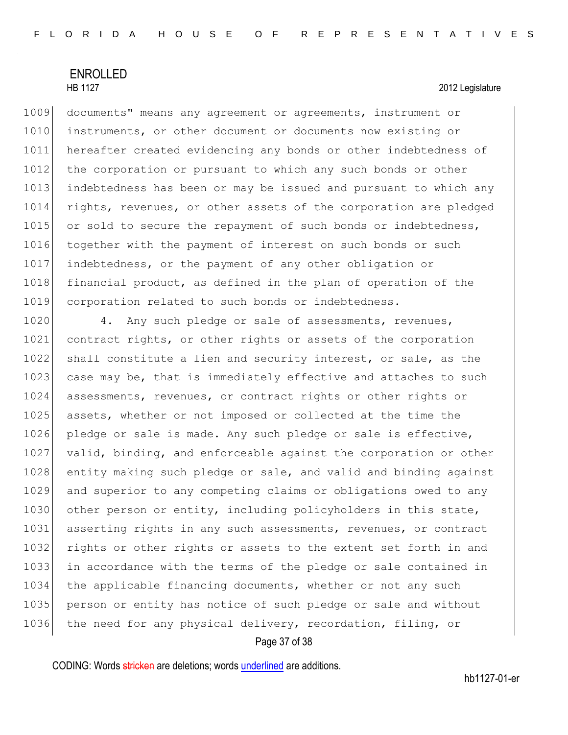documents" means any agreement or agreements, instrument or instruments, or other document or documents now existing or hereafter created evidencing any bonds or other indebtedness of the corporation or pursuant to which any such bonds or other indebtedness has been or may be issued and pursuant to which any rights, revenues, or other assets of the corporation are pledged or sold to secure the repayment of such bonds or indebtedness, together with the payment of interest on such bonds or such indebtedness, or the payment of any other obligation or financial product, as defined in the plan of operation of the corporation related to such bonds or indebtedness.

4. Any such pledge or sale of assessments, revenues, contract rights, or other rights or assets of the corporation shall constitute a lien and security interest, or sale, as the case may be, that is immediately effective and attaches to such assessments, revenues, or contract rights or other rights or assets, whether or not imposed or collected at the time the pledge or sale is made. Any such pledge or sale is effective, valid, binding, and enforceable against the corporation or other entity making such pledge or sale, and valid and binding against and superior to any competing claims or obligations owed to any other person or entity, including policyholders in this state, asserting rights in any such assessments, revenues, or contract rights or other rights or assets to the extent set forth in and in accordance with the terms of the pledge or sale contained in the applicable financing documents, whether or not any such person or entity has notice of such pledge or sale and without the need for any physical delivery, recordation, filing, or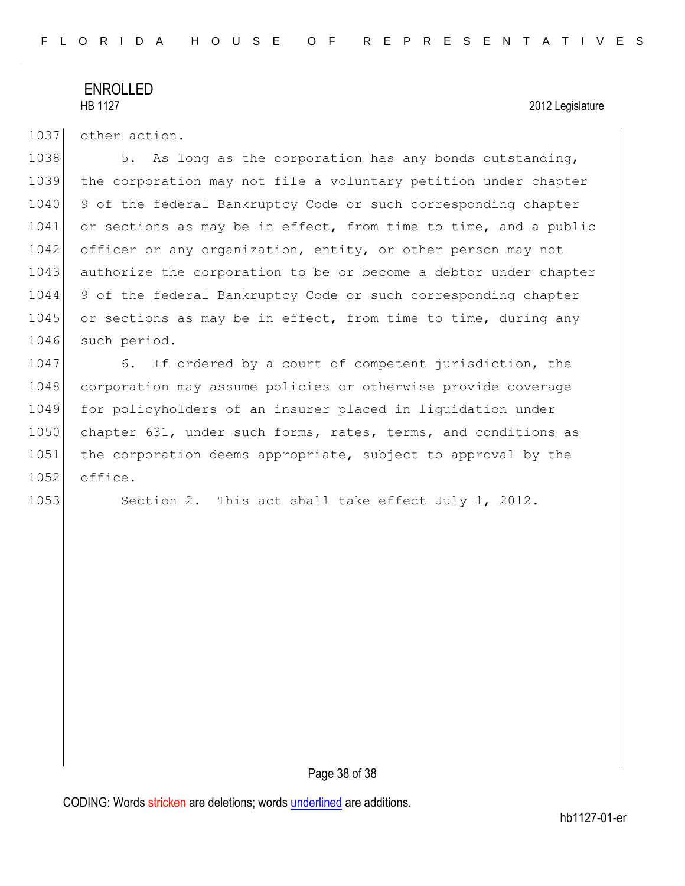other action.

5. As long as the corporation has any bonds outstanding, the corporation may not file a voluntary petition under chapter 9 of the federal Bankruptcy Code or such corresponding chapter or sections as may be in effect, from time to time, and a public officer or any organization, entity, or other person may not authorize the corporation to be or become a debtor under chapter 9 of the federal Bankruptcy Code or such corresponding chapter or sections as may be in effect, from time to time, during any such period.

6. If ordered by a court of competent jurisdiction, the corporation may assume policies or otherwise provide coverage for policyholders of an insurer placed in liquidation under chapter 631, under such forms, rates, terms, and conditions as the corporation deems appropriate, subject to approval by the office.

Section 2. This act shall take effect July 1, 2012.